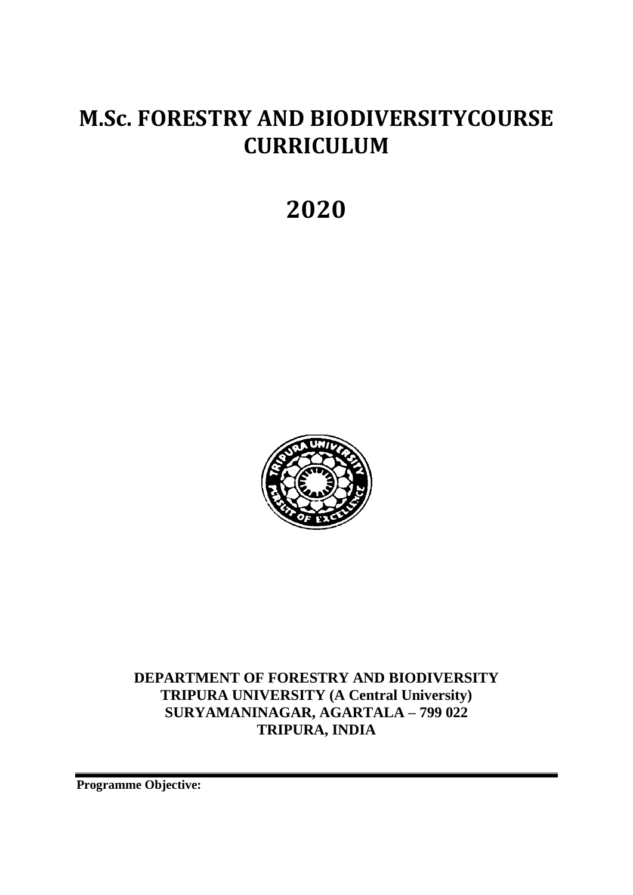# M.Sc. FORESTRY AND BIODIVERSITYCOURSE CURRICULUM

# 2020

**DEPARTMENT OF FORESTRY AND BIODIVERSITY**
**TRIPURA UNIVERSITY (A Central University)**
**SURYAMANINAGAR, AGARTALA – 799 022**
**TRIPURA, INDIA**

---

**Programme Objective:**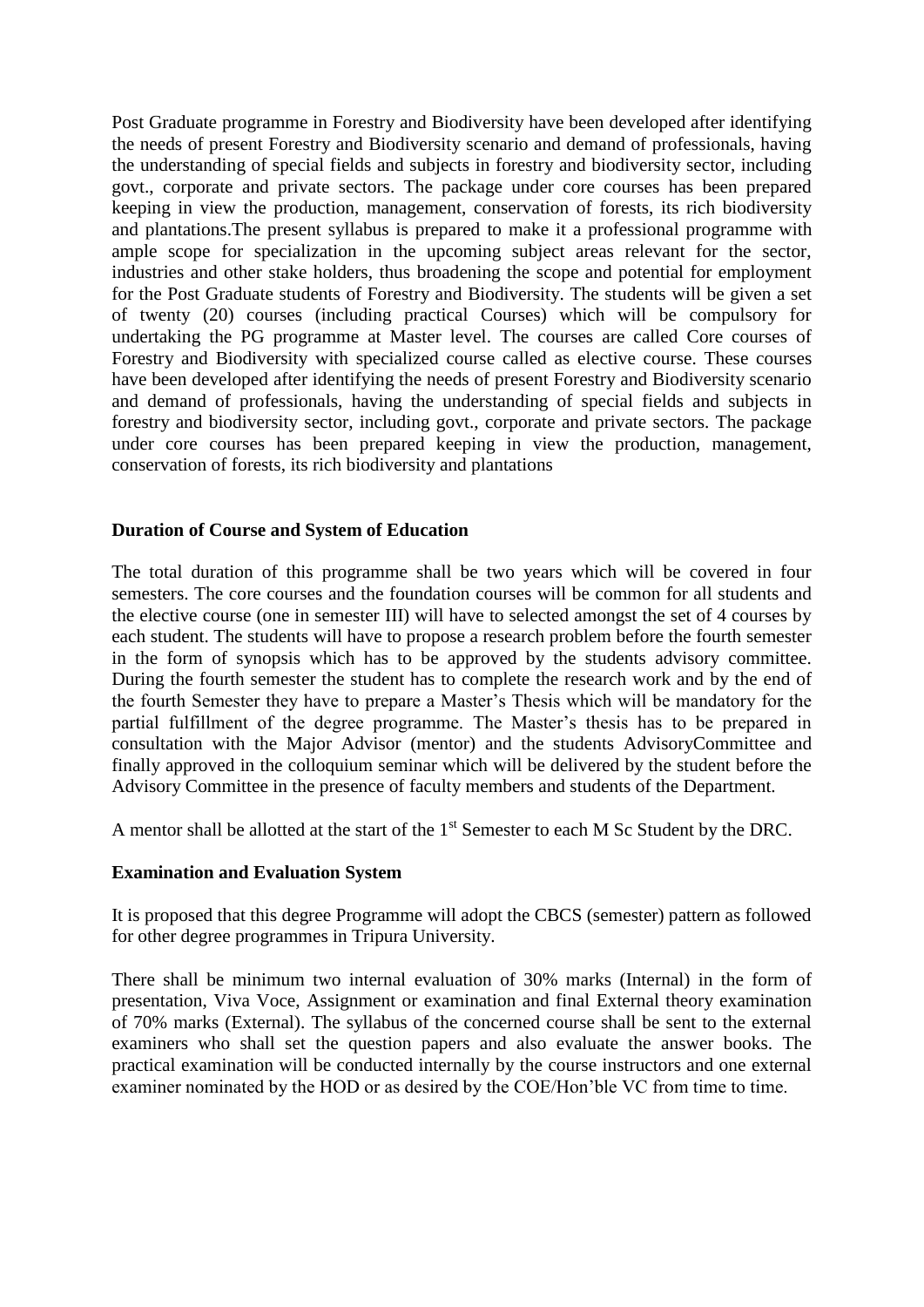Post Graduate programme in Forestry and Biodiversity have been developed after identifying the needs of present Forestry and Biodiversity scenario and demand of professionals, having the understanding of special fields and subjects in forestry and biodiversity sector, including govt., corporate and private sectors. The package under core courses has been prepared keeping in view the production, management, conservation of forests, its rich biodiversity and plantations.The present syllabus is prepared to make it a professional programme with ample scope for specialization in the upcoming subject areas relevant for the sector, industries and other stake holders, thus broadening the scope and potential for employment for the Post Graduate students of Forestry and Biodiversity. The students will be given a set of twenty (20) courses (including practical Courses) which will be compulsory for undertaking the PG programme at Master level. The courses are called Core courses of Forestry and Biodiversity with specialized course called as elective course. These courses have been developed after identifying the needs of present Forestry and Biodiversity scenario and demand of professionals, having the understanding of special fields and subjects in forestry and biodiversity sector, including govt., corporate and private sectors. The package under core courses has been prepared keeping in view the production, management, conservation of forests, its rich biodiversity and plantations

**Duration of Course and System of Education**

The total duration of this programme shall be two years which will be covered in four semesters. The core courses and the foundation courses will be common for all students and the elective course (one in semester III) will have to selected amongst the set of 4 courses by each student. The students will have to propose a research problem before the fourth semester in the form of synopsis which has to be approved by the students advisory committee. During the fourth semester the student has to complete the research work and by the end of the fourth Semester they have to prepare a Master's Thesis which will be mandatory for the partial fulfillment of the degree programme. The Master's thesis has to be prepared in consultation with the Major Advisor (mentor) and the students AdvisoryCommittee and finally approved in the colloquium seminar which will be delivered by the student before the Advisory Committee in the presence of faculty members and students of the Department.

A mentor shall be allotted at the start of the 1st Semester to each M Sc Student by the DRC.

**Examination and Evaluation System**

It is proposed that this degree Programme will adopt the CBCS (semester) pattern as followed for other degree programmes in Tripura University.

There shall be minimum two internal evaluation of 30% marks (Internal) in the form of presentation, Viva Voce, Assignment or examination and final External theory examination of 70% marks (External). The syllabus of the concerned course shall be sent to the external examiners who shall set the question papers and also evaluate the answer books. The practical examination will be conducted internally by the course instructors and one external examiner nominated by the HOD or as desired by the COE/Hon'ble VC from time to time.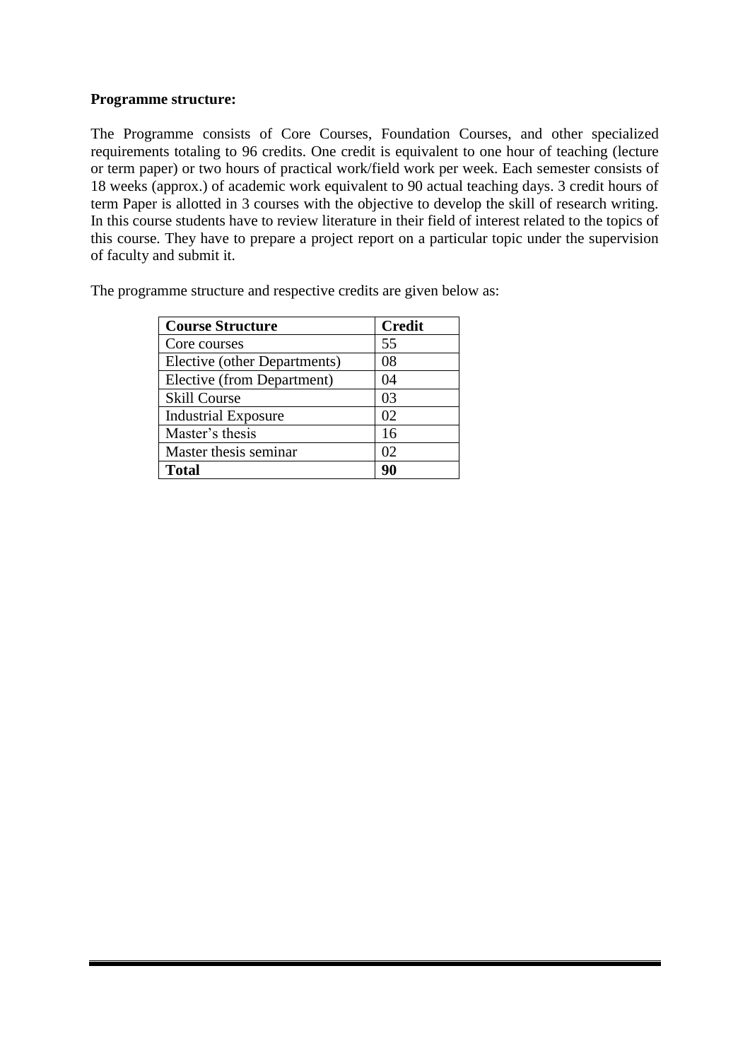**Programme structure:**

The Programme consists of Core Courses, Foundation Courses, and other specialized requirements totaling to 96 credits. One credit is equivalent to one hour of teaching (lecture or term paper) or two hours of practical work/field work per week. Each semester consists of 18 weeks (approx.) of academic work equivalent to 90 actual teaching days. 3 credit hours of term Paper is allotted in 3 courses with the objective to develop the skill of research writing. In this course students have to review literature in their field of interest related to the topics of this course. They have to prepare a project report on a particular topic under the supervision of faculty and submit it.

The programme structure and respective credits are given below as:

| **Course Structure** | **Credit** |
|---|---|
| Core courses | 55 |
| Elective (other Departments) | 08 |
| Elective (from Department) | 04 |
| Skill Course | 03 |
| Industrial Exposure | 02 |
| Master's thesis | 16 |
| Master thesis seminar | 02 |
| **Total** | **90** |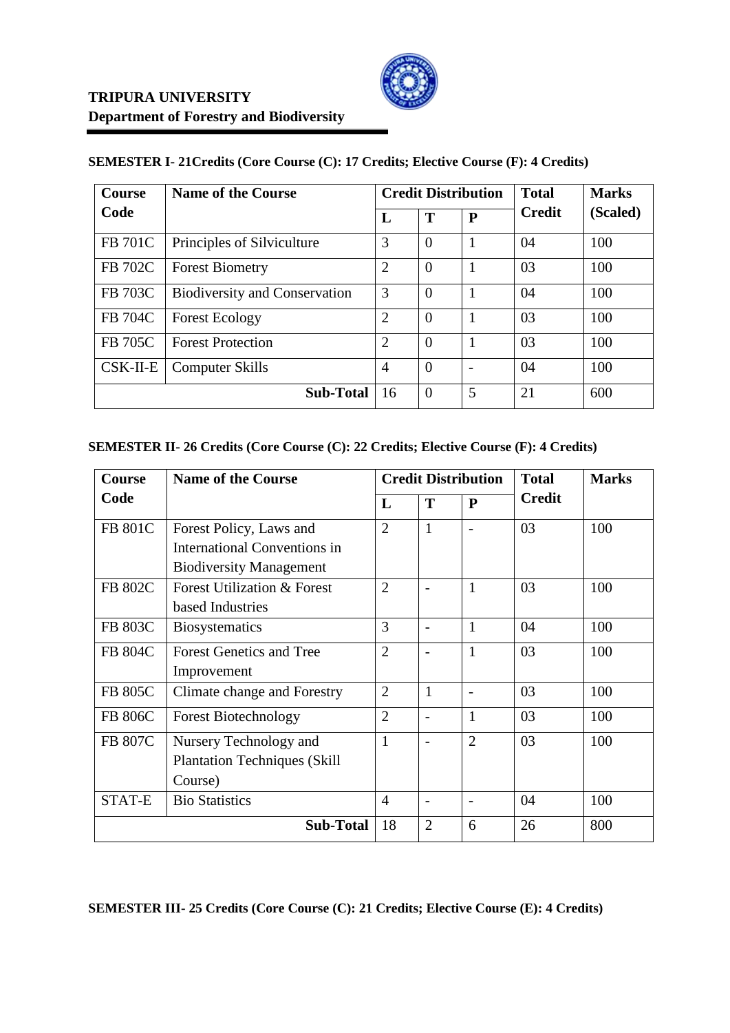**TRIPURA UNIVERSITY**
**Department of Forestry and Biodiversity**

**SEMESTER I- 21Credits (Core Course (C): 17 Credits; Elective Course (F): 4 Credits)**

| Course Code | Name of the Course | Credit Distribution | | | Total Credit | Marks (Scaled) |
|---|---|---|---|---|---|---|
| | | L | T | P | | |
| FB 701C | Principles of Silviculture | 3 | 0 | 1 | 04 | 100 |
| FB 702C | Forest Biometry | 2 | 0 | 1 | 03 | 100 |
| FB 703C | Biodiversity and Conservation | 3 | 0 | 1 | 04 | 100 |
| FB 704C | Forest Ecology | 2 | 0 | 1 | 03 | 100 |
| FB 705C | Forest Protection | 2 | 0 | 1 | 03 | 100 |
| CSK-II-E | Computer Skills | 4 | 0 | - | 04 | 100 |
| | **Sub-Total** | 16 | 0 | 5 | 21 | 600 |

**SEMESTER II- 26 Credits (Core Course (C): 22 Credits; Elective Course (F): 4 Credits)**

| Course Code | Name of the Course | Credit Distribution | | | Total Credit | Marks |
|---|---|---|---|---|---|---|
| | | L | T | P | | |
| FB 801C | Forest Policy, Laws and International Conventions in Biodiversity Management | 2 | 1 | - | 03 | 100 |
| FB 802C | Forest Utilization & Forest based Industries | 2 | - | 1 | 03 | 100 |
| FB 803C | Biosystematics | 3 | - | 1 | 04 | 100 |
| FB 804C | Forest Genetics and Tree Improvement | 2 | - | 1 | 03 | 100 |
| FB 805C | Climate change and Forestry | 2 | 1 | - | 03 | 100 |
| FB 806C | Forest Biotechnology | 2 | - | 1 | 03 | 100 |
| FB 807C | Nursery Technology and Plantation Techniques (Skill Course) | 1 | - | 2 | 03 | 100 |
| STAT-E | Bio Statistics | 4 | - | - | 04 | 100 |
| | **Sub-Total** | 18 | 2 | 6 | 26 | 800 |

**SEMESTER III- 25 Credits (Core Course (C): 21 Credits; Elective Course (E): 4 Credits)**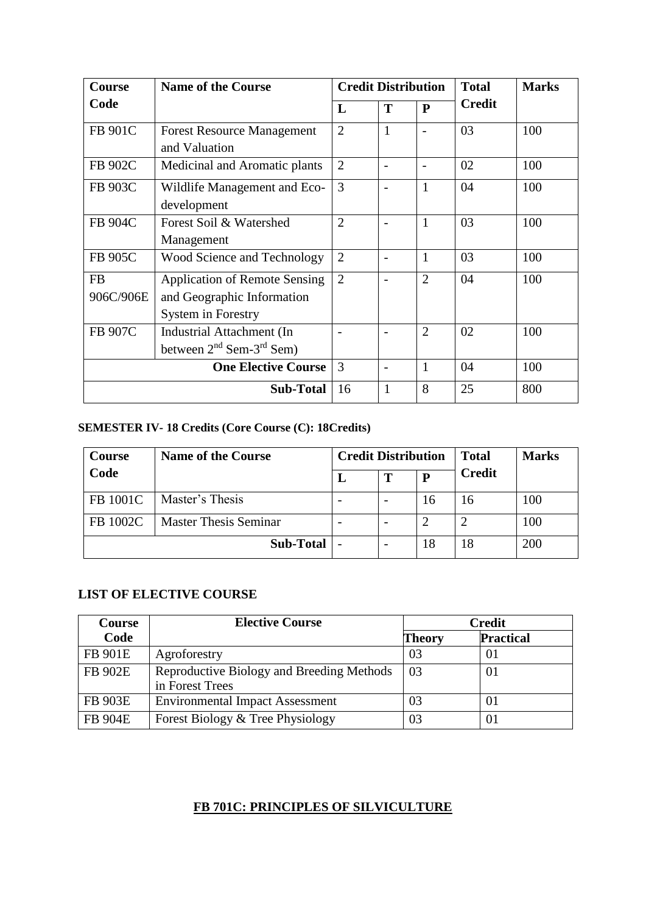| Course Code | Name of the Course | Credit Distribution | | | Total Credit | Marks |
|---|---|---|---|---|---|---|
| | | L | T | P | | |
| FB 901C | Forest Resource Management and Valuation | 2 | 1 | - | 03 | 100 |
| FB 902C | Medicinal and Aromatic plants | 2 | - | - | 02 | 100 |
| FB 903C | Wildlife Management and Eco-development | 3 | - | 1 | 04 | 100 |
| FB 904C | Forest Soil & Watershed Management | 2 | - | 1 | 03 | 100 |
| FB 905C | Wood Science and Technology | 2 | - | 1 | 03 | 100 |
| FB 906C/906E | Application of Remote Sensing and Geographic Information System in Forestry | 2 | - | 2 | 04 | 100 |
| FB 907C | Industrial Attachment (In between 2nd Sem-3rd Sem) | - | - | 2 | 02 | 100 |
| **One Elective Course** | | 3 | - | 1 | 04 | 100 |
| **Sub-Total** | | 16 | 1 | 8 | 25 | 800 |

**SEMESTER IV- 18 Credits (Core Course (C): 18Credits)**

| Course Code | Name of the Course | Credit Distribution | | | Total Credit | Marks |
|---|---|---|---|---|---|---|
| | | L | T | P | | |
| FB 1001C | Master's Thesis | - | - | 16 | 16 | 100 |
| FB 1002C | Master Thesis Seminar | - | - | 2 | 2 | 100 |
| **Sub-Total** | | - | - | 18 | 18 | 200 |

## LIST OF ELECTIVE COURSE

| Course Code | Elective Course | Credit | |
|---|---|---|---|
| | | Theory | Practical |
| FB 901E | Agroforestry | 03 | 01 |
| FB 902E | Reproductive Biology and Breeding Methods in Forest Trees | 03 | 01 |
| FB 903E | Environmental Impact Assessment | 03 | 01 |
| FB 904E | Forest Biology & Tree Physiology | 03 | 01 |

## FB 701C: PRINCIPLES OF SILVICULTURE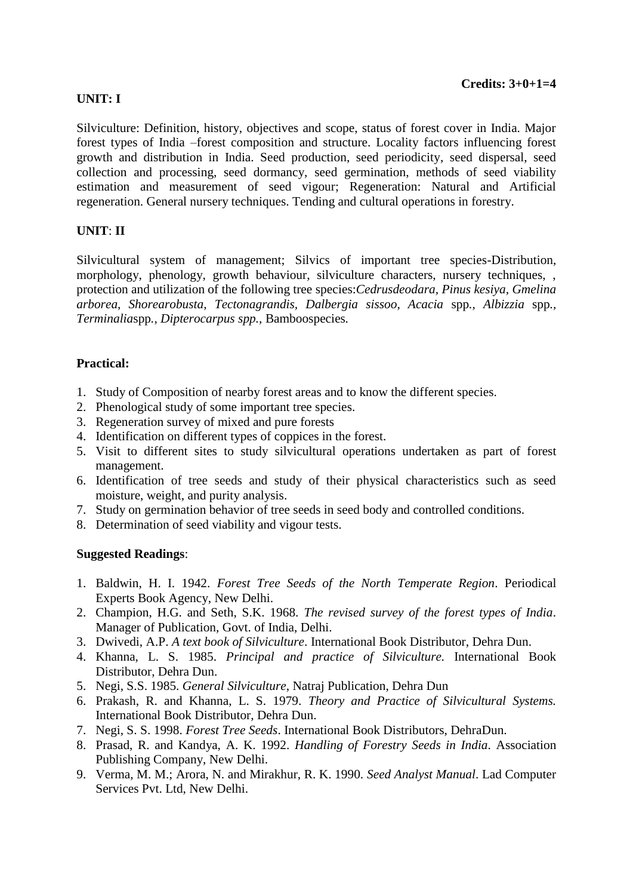**Credits: 3+0+1=4**

**UNIT: I**

Silviculture: Definition, history, objectives and scope, status of forest cover in India. Major forest types of India –forest composition and structure. Locality factors influencing forest growth and distribution in India. Seed production, seed periodicity, seed dispersal, seed collection and processing, seed dormancy, seed germination, methods of seed viability estimation and measurement of seed vigour; Regeneration: Natural and Artificial regeneration. General nursery techniques. Tending and cultural operations in forestry.

**UNIT**: **II**

Silvicultural system of management; Silvics of important tree species-Distribution, morphology, phenology, growth behaviour, silviculture characters, nursery techniques, , protection and utilization of the following tree species:*Cedrusdeodara*, *Pinus kesiya*, *Gmelina arborea*, *Shorearobusta*, *Tectonagrandis*, *Dalbergia sissoo*, *Acacia* spp., *Albizzia* spp., *Terminalia*spp., *Dipterocarpus spp.,* Bamboospecies*.*

**Practical:**

1. Study of Composition of nearby forest areas and to know the different species.
2. Phenological study of some important tree species.
3. Regeneration survey of mixed and pure forests
4. Identification on different types of coppices in the forest.
5. Visit to different sites to study silvicultural operations undertaken as part of forest management.
6. Identification of tree seeds and study of their physical characteristics such as seed moisture, weight, and purity analysis.
7. Study on germination behavior of tree seeds in seed body and controlled conditions.
8. Determination of seed viability and vigour tests.

**Suggested Readings**:

1. Baldwin, H. I. 1942. *Forest Tree Seeds of the North Temperate Region*. Periodical Experts Book Agency, New Delhi.
2. Champion, H.G. and Seth, S.K. 1968. *The revised survey of the forest types of India*. Manager of Publication, Govt. of India, Delhi.
3. Dwivedi, A.P. *A text book of Silviculture*. International Book Distributor, Dehra Dun.
4. Khanna, L. S. 1985. *Principal and practice of Silviculture.* International Book Distributor, Dehra Dun.
5. Negi, S.S. 1985. *General Silviculture*, Natraj Publication, Dehra Dun
6. Prakash, R. and Khanna, L. S. 1979. *Theory and Practice of Silvicultural Systems.* International Book Distributor, Dehra Dun.
7. Negi, S. S. 1998. *Forest Tree Seeds*. International Book Distributors, DehraDun.
8. Prasad, R. and Kandya, A. K. 1992. *Handling of Forestry Seeds in India*. Association Publishing Company, New Delhi.
9. Verma, M. M.; Arora, N. and Mirakhur, R. K. 1990. *Seed Analyst Manual*. Lad Computer Services Pvt. Ltd, New Delhi.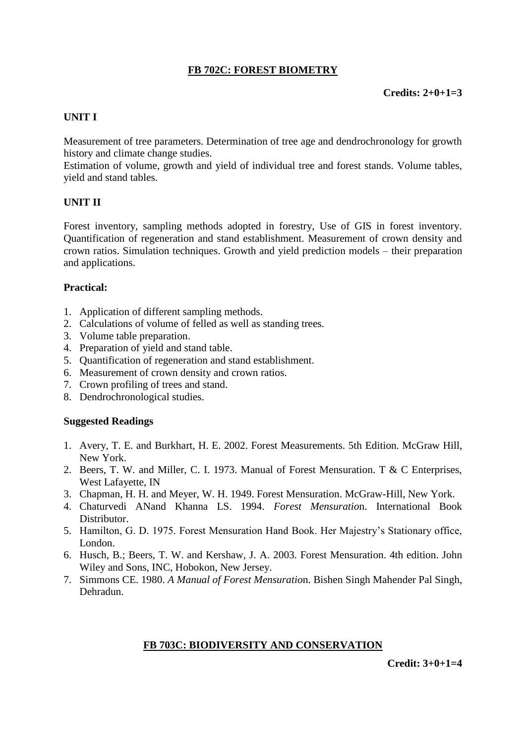## FB 702C: FOREST BIOMETRY

**Credits: 2+0+1=3**

### UNIT I

Measurement of tree parameters. Determination of tree age and dendrochronology for growth history and climate change studies.
Estimation of volume, growth and yield of individual tree and forest stands. Volume tables, yield and stand tables.

### UNIT II

Forest inventory, sampling methods adopted in forestry, Use of GIS in forest inventory. Quantification of regeneration and stand establishment. Measurement of crown density and crown ratios. Simulation techniques. Growth and yield prediction models – their preparation and applications.

### Practical:

1. Application of different sampling methods.
2. Calculations of volume of felled as well as standing trees.
3. Volume table preparation.
4. Preparation of yield and stand table.
5. Quantification of regeneration and stand establishment.
6. Measurement of crown density and crown ratios.
7. Crown profiling of trees and stand.
8. Dendrochronological studies.

### Suggested Readings

1. Avery, T. E. and Burkhart, H. E. 2002. Forest Measurements. 5th Edition. McGraw Hill, New York.
2. Beers, T. W. and Miller, C. I. 1973. Manual of Forest Mensuration. T & C Enterprises, West Lafayette, IN
3. Chapman, H. H. and Meyer, W. H. 1949. Forest Mensuration. McGraw-Hill, New York.
4. Chaturvedi ANand Khanna LS. 1994. *Forest Mensuratio*n. International Book Distributor.
5. Hamilton, G. D. 1975. Forest Mensuration Hand Book. Her Majestry's Stationary office, London.
6. Husch, B.; Beers, T. W. and Kershaw, J. A. 2003. Forest Mensuration. 4th edition. John Wiley and Sons, INC, Hobokon, New Jersey.
7. Simmons CE. 1980. *A Manual of Forest Mensuratio*n. Bishen Singh Mahender Pal Singh, Dehradun.

## FB 703C: BIODIVERSITY AND CONSERVATION

**Credit: 3+0+1=4**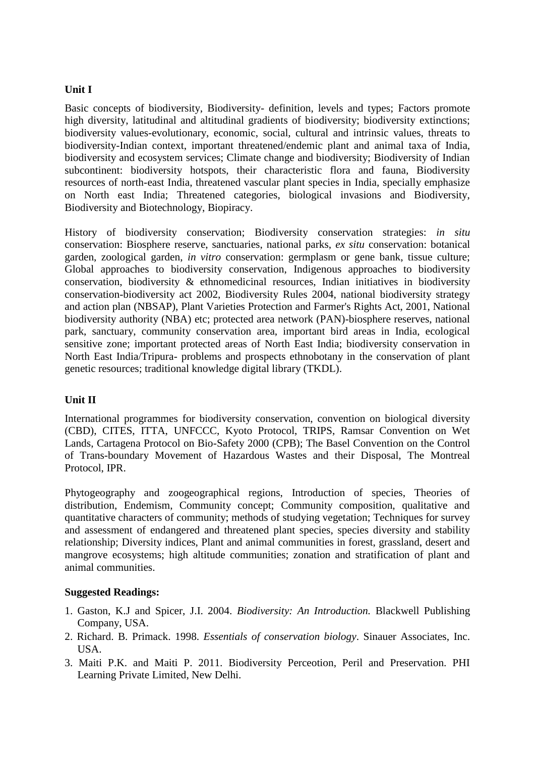**Unit I**

Basic concepts of biodiversity, Biodiversity- definition, levels and types; Factors promote high diversity, latitudinal and altitudinal gradients of biodiversity; biodiversity extinctions; biodiversity values-evolutionary, economic, social, cultural and intrinsic values, threats to biodiversity-Indian context, important threatened/endemic plant and animal taxa of India, biodiversity and ecosystem services; Climate change and biodiversity; Biodiversity of Indian subcontinent: biodiversity hotspots, their characteristic flora and fauna, Biodiversity resources of north-east India, threatened vascular plant species in India, specially emphasize on North east India; Threatened categories, biological invasions and Biodiversity, Biodiversity and Biotechnology, Biopiracy.

History of biodiversity conservation; Biodiversity conservation strategies: *in situ* conservation: Biosphere reserve, sanctuaries, national parks, *ex situ* conservation: botanical garden, zoological garden, *in vitro* conservation: germplasm or gene bank, tissue culture; Global approaches to biodiversity conservation, Indigenous approaches to biodiversity conservation, biodiversity & ethnomedicinal resources, Indian initiatives in biodiversity conservation-biodiversity act 2002, Biodiversity Rules 2004, national biodiversity strategy and action plan (NBSAP), Plant Varieties Protection and Farmer's Rights Act, 2001, National biodiversity authority (NBA) etc; protected area network (PAN)-biosphere reserves, national park, sanctuary, community conservation area, important bird areas in India, ecological sensitive zone; important protected areas of North East India; biodiversity conservation in North East India/Tripura- problems and prospects ethnobotany in the conservation of plant genetic resources; traditional knowledge digital library (TKDL).

**Unit II**

International programmes for biodiversity conservation, convention on biological diversity (CBD), CITES, ITTA, UNFCCC, Kyoto Protocol, TRIPS, Ramsar Convention on Wet Lands, Cartagena Protocol on Bio-Safety 2000 (CPB); The Basel Convention on the Control of Trans-boundary Movement of Hazardous Wastes and their Disposal, The Montreal Protocol, IPR.

Phytogeography and zoogeographical regions, Introduction of species, Theories of distribution, Endemism, Community concept; Community composition, qualitative and quantitative characters of community; methods of studying vegetation; Techniques for survey and assessment of endangered and threatened plant species, species diversity and stability relationship; Diversity indices, Plant and animal communities in forest, grassland, desert and mangrove ecosystems; high altitude communities; zonation and stratification of plant and animal communities.

**Suggested Readings:**

1. Gaston, K.J and Spicer, J.I. 2004. *Biodiversity: An Introduction.* Blackwell Publishing Company, USA.
2. Richard. B. Primack. 1998. *Essentials of conservation biology*. Sinauer Associates, Inc. USA.
3. Maiti P.K. and Maiti P. 2011. Biodiversity Perceotion, Peril and Preservation. PHI Learning Private Limited, New Delhi.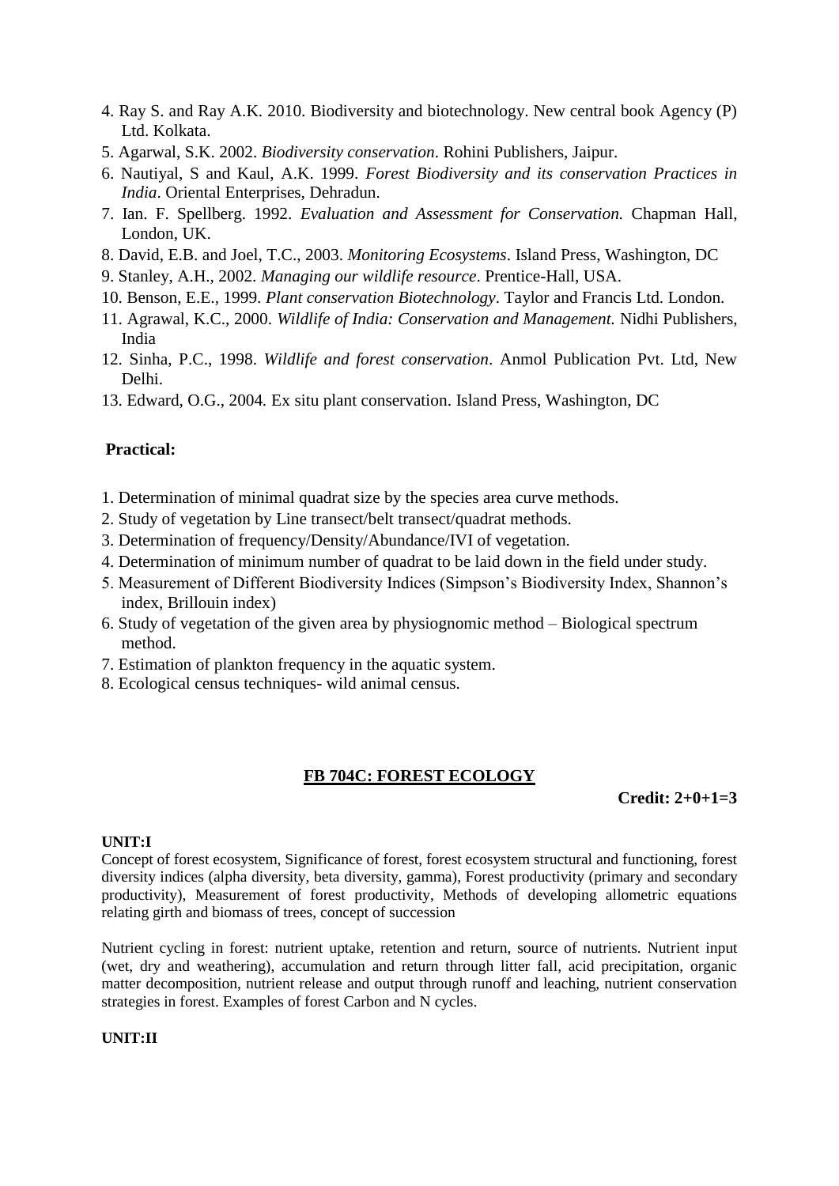4. Ray S. and Ray A.K. 2010. Biodiversity and biotechnology. New central book Agency (P) Ltd. Kolkata.
5. Agarwal, S.K. 2002. *Biodiversity conservation*. Rohini Publishers, Jaipur.
6. Nautiyal, S and Kaul, A.K. 1999. *Forest Biodiversity and its conservation Practices in India*. Oriental Enterprises, Dehradun.
7. Ian. F. Spellberg. 1992. *Evaluation and Assessment for Conservation.* Chapman Hall, London, UK.
8. David, E.B. and Joel, T.C., 2003. *Monitoring Ecosystems*. Island Press, Washington, DC
9. Stanley, A.H., 2002. *Managing our wildlife resource*. Prentice-Hall, USA.
10. Benson, E.E., 1999. *Plant conservation Biotechnology*. Taylor and Francis Ltd. London.
11. Agrawal, K.C., 2000. *Wildlife of India: Conservation and Management.* Nidhi Publishers, India
12. Sinha, P.C., 1998. *Wildlife and forest conservation*. Anmol Publication Pvt. Ltd, New Delhi.
13. Edward, O.G., 2004. Ex situ plant conservation. Island Press, Washington, DC

**Practical:**

1. Determination of minimal quadrat size by the species area curve methods.
2. Study of vegetation by Line transect/belt transect/quadrat methods.
3. Determination of frequency/Density/Abundance/IVI of vegetation.
4. Determination of minimum number of quadrat to be laid down in the field under study.
5. Measurement of Different Biodiversity Indices (Simpson's Biodiversity Index, Shannon's index, Brillouin index)
6. Study of vegetation of the given area by physiognomic method – Biological spectrum method.
7. Estimation of plankton frequency in the aquatic system.
8. Ecological census techniques- wild animal census.

## FB 704C: FOREST ECOLOGY

**Credit: 2+0+1=3**

**UNIT:I**

Concept of forest ecosystem, Significance of forest, forest ecosystem structural and functioning, forest diversity indices (alpha diversity, beta diversity, gamma), Forest productivity (primary and secondary productivity), Measurement of forest productivity, Methods of developing allometric equations relating girth and biomass of trees, concept of succession

Nutrient cycling in forest: nutrient uptake, retention and return, source of nutrients. Nutrient input (wet, dry and weathering), accumulation and return through litter fall, acid precipitation, organic matter decomposition, nutrient release and output through runoff and leaching, nutrient conservation strategies in forest. Examples of forest Carbon and N cycles.

**UNIT:II**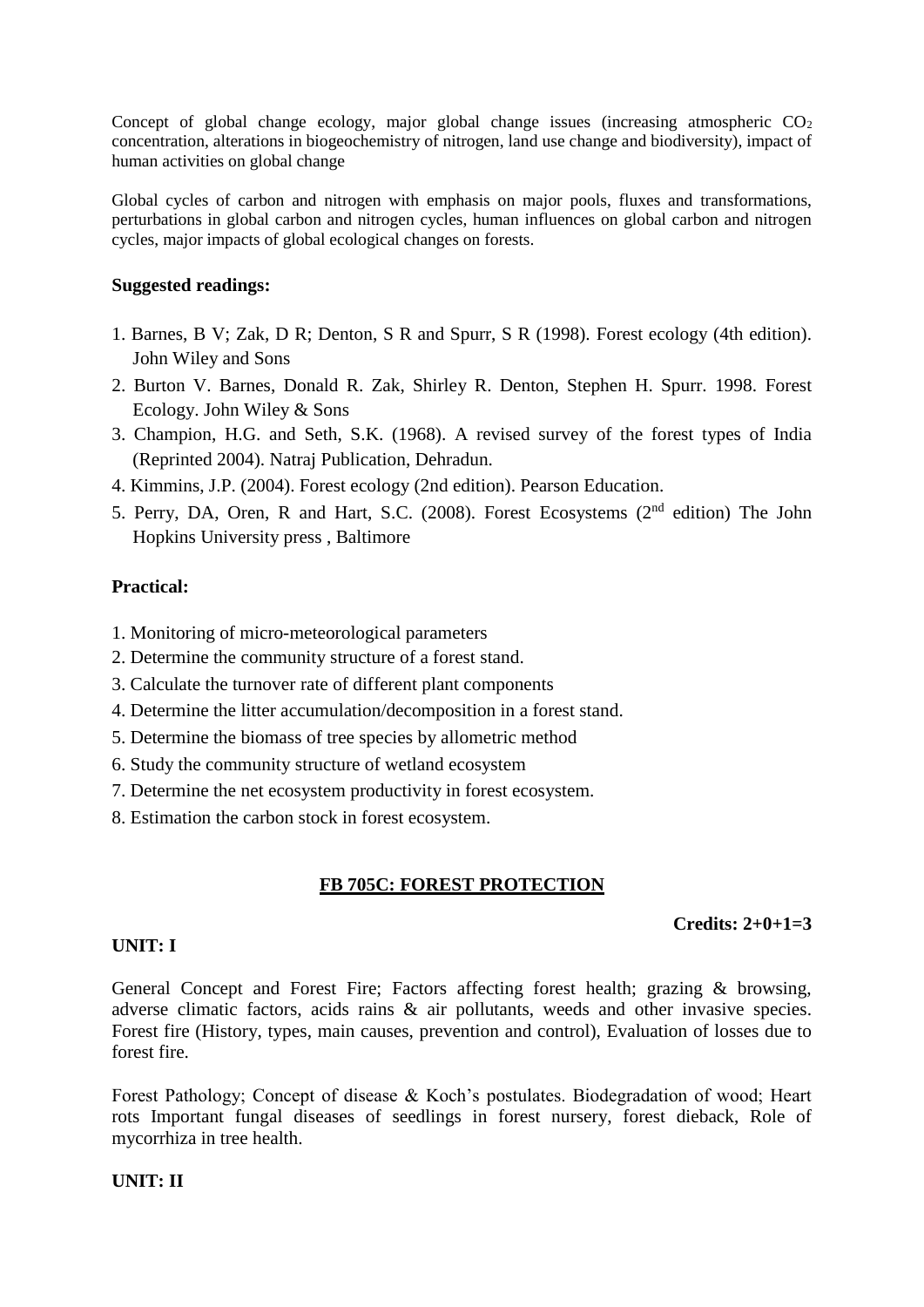Concept of global change ecology, major global change issues (increasing atmospheric $CO_2$ concentration, alterations in biogeochemistry of nitrogen, land use change and biodiversity), impact of human activities on global change

Global cycles of carbon and nitrogen with emphasis on major pools, fluxes and transformations, perturbations in global carbon and nitrogen cycles, human influences on global carbon and nitrogen cycles, major impacts of global ecological changes on forests.

**Suggested readings:**

1. Barnes, B V; Zak, D R; Denton, S R and Spurr, S R (1998). Forest ecology (4th edition). John Wiley and Sons
2. Burton V. Barnes, Donald R. Zak, Shirley R. Denton, Stephen H. Spurr. 1998. Forest Ecology. John Wiley & Sons
3. Champion, H.G. and Seth, S.K. (1968). A revised survey of the forest types of India (Reprinted 2004). Natraj Publication, Dehradun.
4. Kimmins, J.P. (2004). Forest ecology (2nd edition). Pearson Education.
5. Perry, DA, Oren, R and Hart, S.C. (2008). Forest Ecosystems (2nd edition) The John Hopkins University press , Baltimore

**Practical:**

1. Monitoring of micro-meteorological parameters
2. Determine the community structure of a forest stand.
3. Calculate the turnover rate of different plant components
4. Determine the litter accumulation/decomposition in a forest stand.
5. Determine the biomass of tree species by allometric method
6. Study the community structure of wetland ecosystem
7. Determine the net ecosystem productivity in forest ecosystem.
8. Estimation the carbon stock in forest ecosystem.

## FB 705C: FOREST PROTECTION

**Credits: 2+0+1=3**

**UNIT: I**

General Concept and Forest Fire; Factors affecting forest health; grazing & browsing, adverse climatic factors, acids rains & air pollutants, weeds and other invasive species. Forest fire (History, types, main causes, prevention and control), Evaluation of losses due to forest fire.

Forest Pathology; Concept of disease & Koch's postulates. Biodegradation of wood; Heart rots Important fungal diseases of seedlings in forest nursery, forest dieback, Role of mycorrhiza in tree health.

**UNIT: II**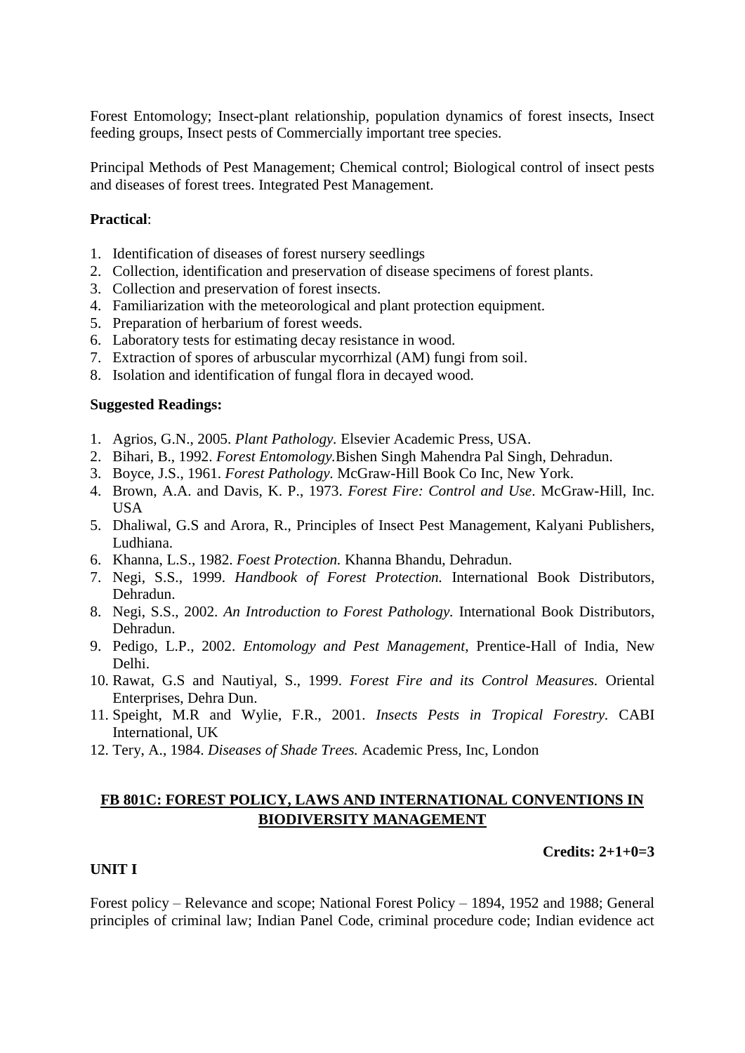Forest Entomology; Insect-plant relationship, population dynamics of forest insects, Insect feeding groups, Insect pests of Commercially important tree species.

Principal Methods of Pest Management; Chemical control; Biological control of insect pests and diseases of forest trees. Integrated Pest Management.

**Practical**:

1. Identification of diseases of forest nursery seedlings
2. Collection, identification and preservation of disease specimens of forest plants.
3. Collection and preservation of forest insects.
4. Familiarization with the meteorological and plant protection equipment.
5. Preparation of herbarium of forest weeds.
6. Laboratory tests for estimating decay resistance in wood.
7. Extraction of spores of arbuscular mycorrhizal (AM) fungi from soil.
8. Isolation and identification of fungal flora in decayed wood.

**Suggested Readings:**

1. Agrios, G.N., 2005. *Plant Pathology.* Elsevier Academic Press, USA.
2. Bihari, B., 1992. *Forest Entomology.*Bishen Singh Mahendra Pal Singh, Dehradun.
3. Boyce, J.S., 1961. *Forest Pathology.* McGraw-Hill Book Co Inc, New York.
4. Brown, A.A. and Davis, K. P., 1973. *Forest Fire: Control and Use*. McGraw-Hill, Inc. USA
5. Dhaliwal, G.S and Arora, R., Principles of Insect Pest Management, Kalyani Publishers, Ludhiana.
6. Khanna, L.S., 1982. *Foest Protection.* Khanna Bhandu, Dehradun.
7. Negi, S.S., 1999. *Handbook of Forest Protection.* International Book Distributors, Dehradun.
8. Negi, S.S., 2002. *An Introduction to Forest Pathology*. International Book Distributors, Dehradun.
9. Pedigo, L.P., 2002. *Entomology and Pest Management,* Prentice-Hall of India, New Delhi.
10. Rawat, G.S and Nautiyal, S., 1999. *Forest Fire and its Control Measures.* Oriental Enterprises, Dehra Dun.
11. Speight, M.R and Wylie, F.R., 2001. *Insects Pests in Tropical Forestry.* CABI International, UK
12. Tery, A., 1984. *Diseases of Shade Trees.* Academic Press, Inc, London

## FB 801C: FOREST POLICY, LAWS AND INTERNATIONAL CONVENTIONS IN BIODIVERSITY MANAGEMENT

**Credits: 2+1+0=3**

**UNIT I**

Forest policy – Relevance and scope; National Forest Policy – 1894, 1952 and 1988; General principles of criminal law; Indian Panel Code, criminal procedure code; Indian evidence act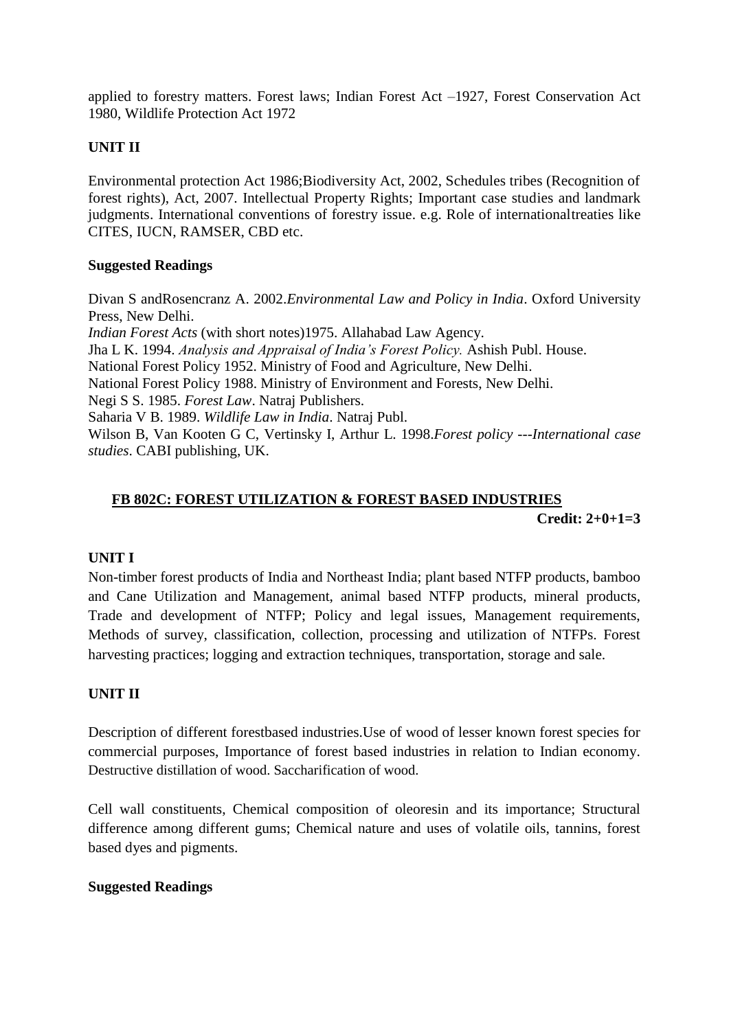applied to forestry matters. Forest laws; Indian Forest Act –1927, Forest Conservation Act 1980, Wildlife Protection Act 1972

**UNIT II**

Environmental protection Act 1986;Biodiversity Act, 2002, Schedules tribes (Recognition of forest rights), Act, 2007. Intellectual Property Rights; Important case studies and landmark judgments. International conventions of forestry issue. e.g. Role of internationaltreaties like CITES, IUCN, RAMSER, CBD etc.

**Suggested Readings**

Divan S andRosencranz A. 2002.*Environmental Law and Policy in India*. Oxford University Press, New Delhi.
*Indian Forest Acts* (with short notes)1975. Allahabad Law Agency.
Jha L K. 1994. *Analysis and Appraisal of India's Forest Policy.* Ashish Publ. House.
National Forest Policy 1952. Ministry of Food and Agriculture, New Delhi.
National Forest Policy 1988. Ministry of Environment and Forests, New Delhi.
Negi S S. 1985. *Forest Law*. Natraj Publishers.
Saharia V B. 1989. *Wildlife Law in India*. Natraj Publ.
Wilson B, Van Kooten G C, Vertinsky I, Arthur L. 1998.*Forest policy ---International case studies*. CABI publishing, UK.

## FB 802C: FOREST UTILIZATION & FOREST BASED INDUSTRIES

**Credit: 2+0+1=3**

**UNIT I**

Non-timber forest products of India and Northeast India; plant based NTFP products, bamboo and Cane Utilization and Management, animal based NTFP products, mineral products, Trade and development of NTFP; Policy and legal issues, Management requirements, Methods of survey, classification, collection, processing and utilization of NTFPs. Forest harvesting practices; logging and extraction techniques, transportation, storage and sale.

**UNIT II**

Description of different forestbased industries.Use of wood of lesser known forest species for commercial purposes, Importance of forest based industries in relation to Indian economy. Destructive distillation of wood. Saccharification of wood.

Cell wall constituents, Chemical composition of oleoresin and its importance; Structural difference among different gums; Chemical nature and uses of volatile oils, tannins, forest based dyes and pigments.

**Suggested Readings**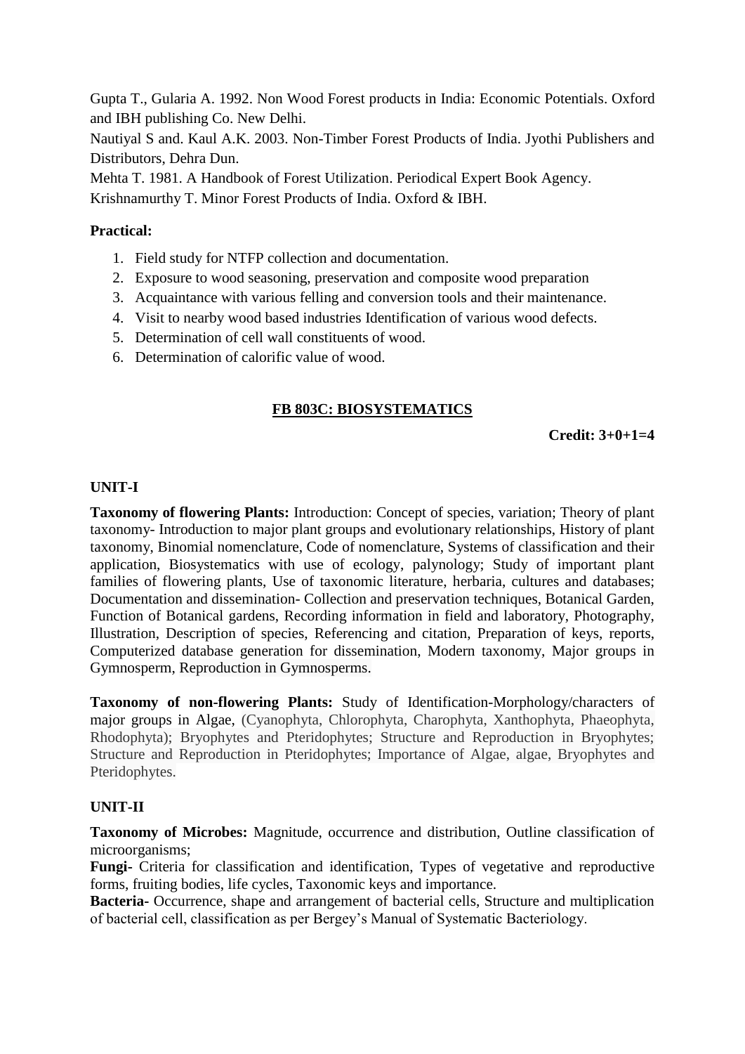Gupta T., Gularia A. 1992. Non Wood Forest products in India: Economic Potentials. Oxford and IBH publishing Co. New Delhi.
Nautiyal S and. Kaul A.K. 2003. Non-Timber Forest Products of India. Jyothi Publishers and Distributors, Dehra Dun.
Mehta T. 1981. A Handbook of Forest Utilization. Periodical Expert Book Agency.
Krishnamurthy T. Minor Forest Products of India. Oxford & IBH.

**Practical:**

1. Field study for NTFP collection and documentation.
2. Exposure to wood seasoning, preservation and composite wood preparation
3. Acquaintance with various felling and conversion tools and their maintenance.
4. Visit to nearby wood based industries Identification of various wood defects.
5. Determination of cell wall constituents of wood.
6. Determination of calorific value of wood.

## FB 803C: BIOSYSTEMATICS

**Credit: 3+0+1=4**

### UNIT-I

**Taxonomy of flowering Plants:** Introduction: Concept of species, variation; Theory of plant taxonomy- Introduction to major plant groups and evolutionary relationships, History of plant taxonomy, Binomial nomenclature, Code of nomenclature, Systems of classification and their application, Biosystematics with use of ecology, palynology; Study of important plant families of flowering plants, Use of taxonomic literature, herbaria, cultures and databases; Documentation and dissemination- Collection and preservation techniques, Botanical Garden, Function of Botanical gardens, Recording information in field and laboratory, Photography, Illustration, Description of species, Referencing and citation, Preparation of keys, reports, Computerized database generation for dissemination, Modern taxonomy, Major groups in Gymnosperm, Reproduction in Gymnosperms.

**Taxonomy of non-flowering Plants:** Study of Identification-Morphology/characters of major groups in Algae, (Cyanophyta, Chlorophyta, Charophyta, Xanthophyta, Phaeophyta, Rhodophyta); Bryophytes and Pteridophytes; Structure and Reproduction in Bryophytes; Structure and Reproduction in Pteridophytes; Importance of Algae, algae, Bryophytes and Pteridophytes.

### UNIT-II

**Taxonomy of Microbes:** Magnitude, occurrence and distribution, Outline classification of microorganisms;
**Fungi-** Criteria for classification and identification, Types of vegetative and reproductive forms, fruiting bodies, life cycles, Taxonomic keys and importance.
**Bacteria-** Occurrence, shape and arrangement of bacterial cells, Structure and multiplication of bacterial cell, classification as per Bergey's Manual of Systematic Bacteriology.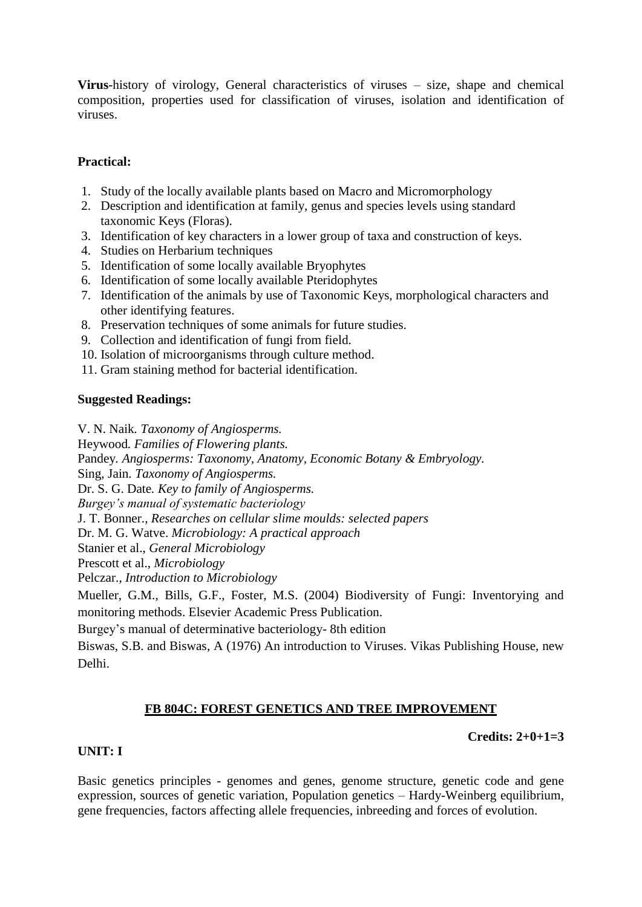**Virus**-history of virology, General characteristics of viruses – size, shape and chemical composition, properties used for classification of viruses, isolation and identification of viruses.

**Practical:**

1. Study of the locally available plants based on Macro and Micromorphology
2. Description and identification at family, genus and species levels using standard taxonomic Keys (Floras).
3. Identification of key characters in a lower group of taxa and construction of keys.
4. Studies on Herbarium techniques
5. Identification of some locally available Bryophytes
6. Identification of some locally available Pteridophytes
7. Identification of the animals by use of Taxonomic Keys, morphological characters and other identifying features.
8. Preservation techniques of some animals for future studies.
9. Collection and identification of fungi from field.
10. Isolation of microorganisms through culture method.
11. Gram staining method for bacterial identification.

**Suggested Readings:**

V. N. Naik. *Taxonomy of Angiosperms.*
Heywood. *Families of Flowering plants.*
Pandey. *Angiosperms: Taxonomy, Anatomy, Economic Botany & Embryology.*
Sing, Jain. *Taxonomy of Angiosperms.*
Dr. S. G. Date. *Key to family of Angiosperms.*
*Burgey's manual of systematic bacteriology*
J. T. Bonner., *Researches on cellular slime moulds: selected papers*
Dr. M. G. Watve. *Microbiology: A practical approach*
Stanier et al., *General Microbiology*
Prescott et al., *Microbiology*
Pelczar., *Introduction to Microbiology*
Mueller, G.M., Bills, G.F., Foster, M.S. (2004) Biodiversity of Fungi: Inventorying and monitoring methods. Elsevier Academic Press Publication.
Burgey's manual of determinative bacteriology- 8th edition
Biswas, S.B. and Biswas, A (1976) An introduction to Viruses. Vikas Publishing House, new Delhi.

## FB 804C: FOREST GENETICS AND TREE IMPROVEMENT

**Credits: 2+0+1=3**

**UNIT: I**

Basic genetics principles - genomes and genes, genome structure, genetic code and gene expression, sources of genetic variation, Population genetics – Hardy-Weinberg equilibrium, gene frequencies, factors affecting allele frequencies, inbreeding and forces of evolution.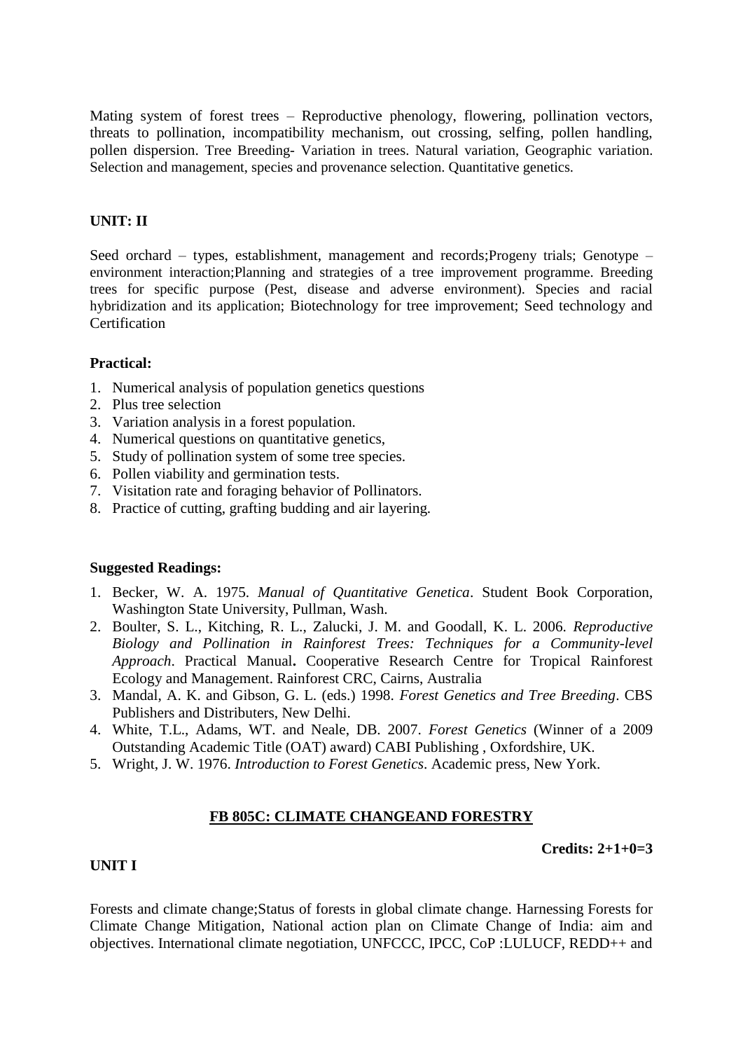Mating system of forest trees – Reproductive phenology, flowering, pollination vectors, threats to pollination, incompatibility mechanism, out crossing, selfing, pollen handling, pollen dispersion. Tree Breeding- Variation in trees. Natural variation, Geographic variation. Selection and management, species and provenance selection. Quantitative genetics.

**UNIT: II**

Seed orchard – types, establishment, management and records;Progeny trials; Genotype – environment interaction;Planning and strategies of a tree improvement programme. Breeding trees for specific purpose (Pest, disease and adverse environment). Species and racial hybridization and its application; Biotechnology for tree improvement; Seed technology and Certification

**Practical:**

1. Numerical analysis of population genetics questions
2. Plus tree selection
3. Variation analysis in a forest population.
4. Numerical questions on quantitative genetics,
5. Study of pollination system of some tree species.
6. Pollen viability and germination tests.
7. Visitation rate and foraging behavior of Pollinators.
8. Practice of cutting, grafting budding and air layering.

**Suggested Readings:**

1. Becker, W. A. 1975. *Manual of Quantitative Genetica*. Student Book Corporation, Washington State University, Pullman, Wash.
2. Boulter, S. L., Kitching, R. L., Zalucki, J. M. and Goodall, K. L. 2006. *Reproductive Biology and Pollination in Rainforest Trees: Techniques for a Community-level Approach*. Practical Manual**.** Cooperative Research Centre for Tropical Rainforest Ecology and Management. Rainforest CRC, Cairns, Australia
3. Mandal, A. K. and Gibson, G. L. (eds.) 1998. *Forest Genetics and Tree Breeding*. CBS Publishers and Distributers, New Delhi.
4. White, T.L., Adams, WT. and Neale, DB. 2007. *Forest Genetics* (Winner of a 2009 Outstanding Academic Title (OAT) award) CABI Publishing , Oxfordshire, UK.
5. Wright, J. W. 1976. *Introduction to Forest Genetics*. Academic press, New York.

## FB 805C: CLIMATE CHANGEAND FORESTRY

**Credits: 2+1+0=3**

**UNIT I**

Forests and climate change;Status of forests in global climate change. Harnessing Forests for Climate Change Mitigation, National action plan on Climate Change of India: aim and objectives. International climate negotiation, UNFCCC, IPCC, CoP :LULUCF, REDD++ and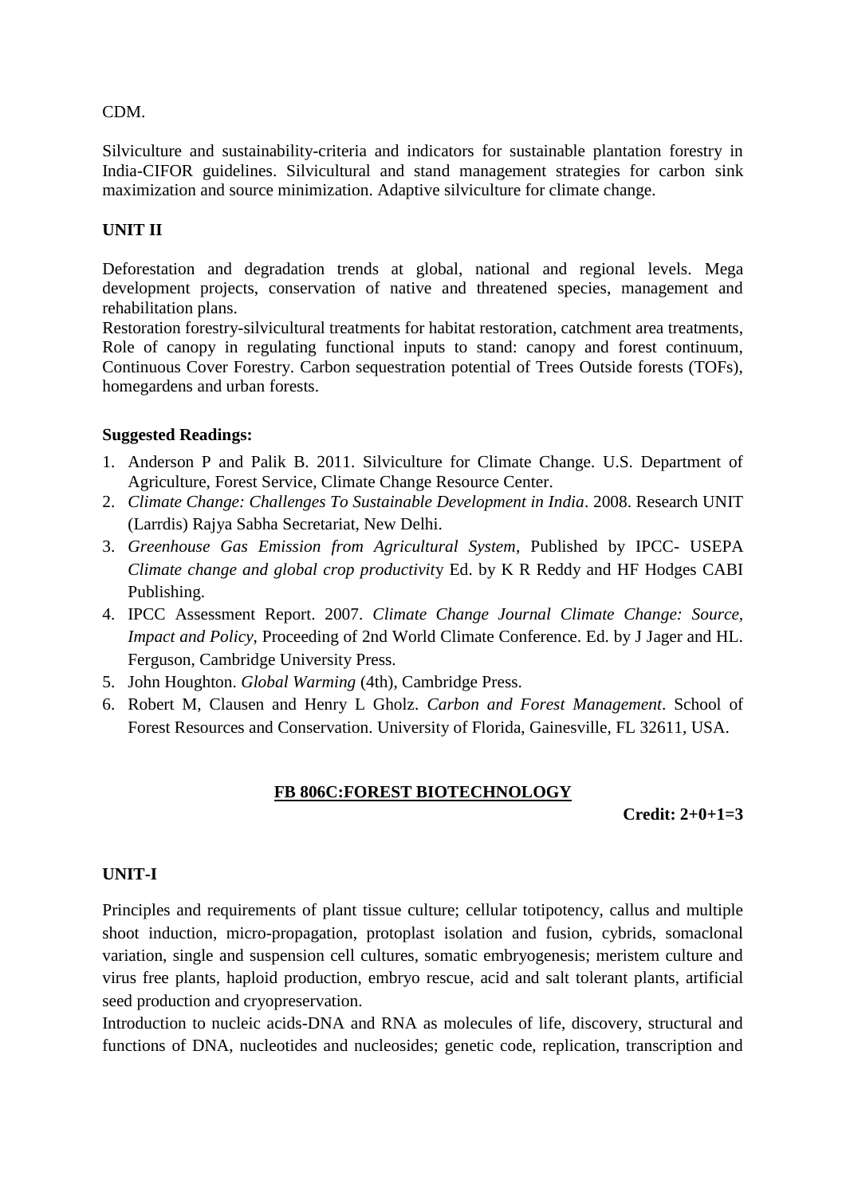CDM.

Silviculture and sustainability-criteria and indicators for sustainable plantation forestry in India-CIFOR guidelines. Silvicultural and stand management strategies for carbon sink maximization and source minimization. Adaptive silviculture for climate change.

**UNIT II**

Deforestation and degradation trends at global, national and regional levels. Mega development projects, conservation of native and threatened species, management and rehabilitation plans.
Restoration forestry-silvicultural treatments for habitat restoration, catchment area treatments, Role of canopy in regulating functional inputs to stand: canopy and forest continuum, Continuous Cover Forestry. Carbon sequestration potential of Trees Outside forests (TOFs), homegardens and urban forests.

**Suggested Readings:**

1. Anderson P and Palik B. 2011. Silviculture for Climate Change. U.S. Department of Agriculture, Forest Service, Climate Change Resource Center.
2. *Climate Change: Challenges To Sustainable Development in India*. 2008. Research UNIT (Larrdis) Rajya Sabha Secretariat, New Delhi.
3. *Greenhouse Gas Emission from Agricultural System*, Published by IPCC- USEPA *Climate change and global crop productivit*y Ed. by K R Reddy and HF Hodges CABI Publishing.
4. IPCC Assessment Report. 2007. *Climate Change Journal Climate Change: Source, Impact and Policy*, Proceeding of 2nd World Climate Conference. Ed. by J Jager and HL. Ferguson, Cambridge University Press.
5. John Houghton. *Global Warming* (4th), Cambridge Press.
6. Robert M, Clausen and Henry L Gholz. *Carbon and Forest Management*. School of Forest Resources and Conservation. University of Florida, Gainesville, FL 32611, USA.

## FB 806C:FOREST BIOTECHNOLOGY

**Credit: 2+0+1=3**

**UNIT-I**

Principles and requirements of plant tissue culture; cellular totipotency, callus and multiple shoot induction, micro-propagation, protoplast isolation and fusion, cybrids, somaclonal variation, single and suspension cell cultures, somatic embryogenesis; meristem culture and virus free plants, haploid production, embryo rescue, acid and salt tolerant plants, artificial seed production and cryopreservation.
Introduction to nucleic acids-DNA and RNA as molecules of life, discovery, structural and functions of DNA, nucleotides and nucleosides; genetic code, replication, transcription and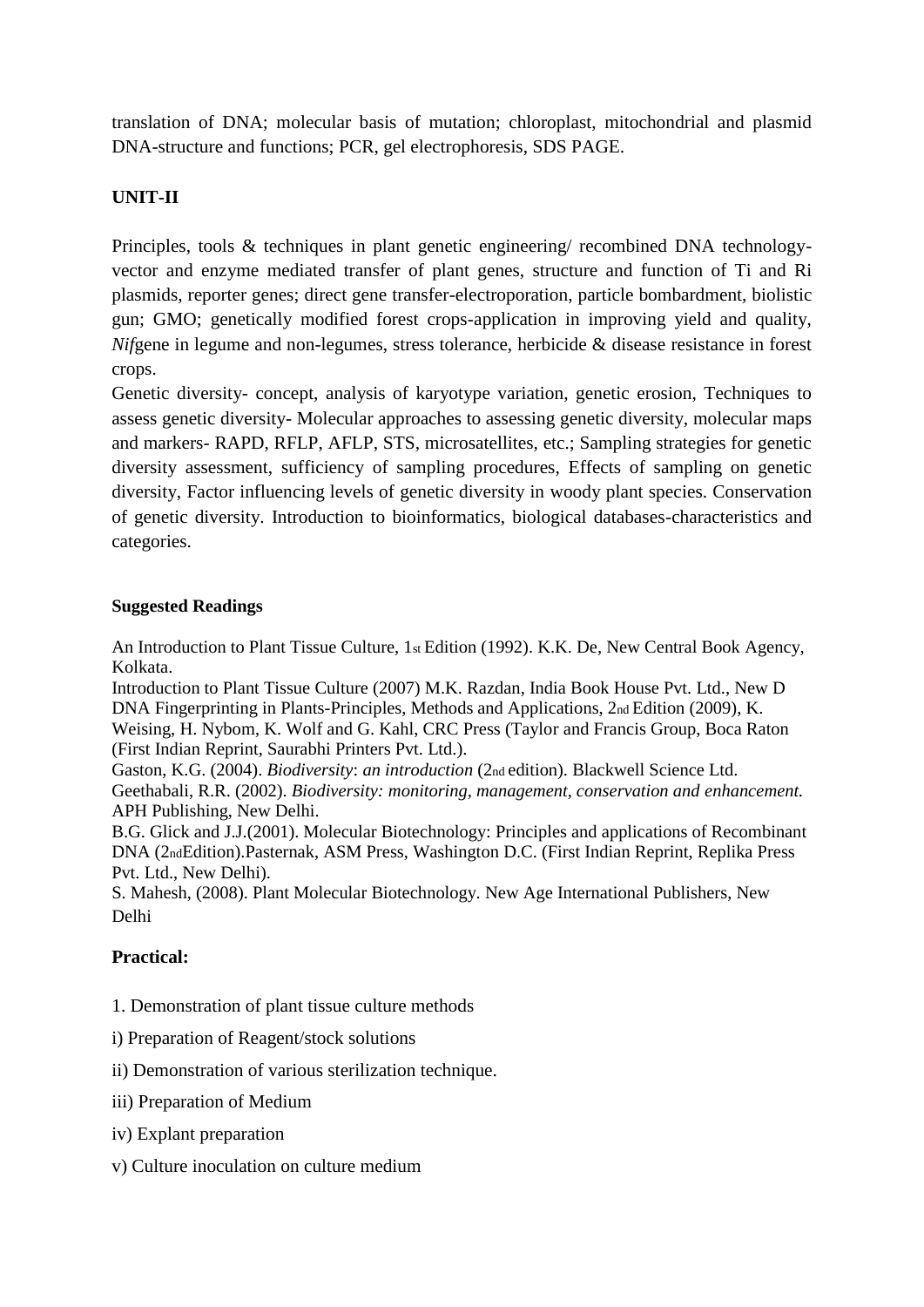translation of DNA; molecular basis of mutation; chloroplast, mitochondrial and plasmid DNA-structure and functions; PCR, gel electrophoresis, SDS PAGE.

## UNIT-II

Principles, tools & techniques in plant genetic engineering/ recombined DNA technology-vector and enzyme mediated transfer of plant genes, structure and function of Ti and Ri plasmids, reporter genes; direct gene transfer-electroporation, particle bombardment, biolistic gun; GMO; genetically modified forest crops-application in improving yield and quality, *Nif*gene in legume and non-legumes, stress tolerance, herbicide & disease resistance in forest crops.

Genetic diversity- concept, analysis of karyotype variation, genetic erosion, Techniques to assess genetic diversity- Molecular approaches to assessing genetic diversity, molecular maps and markers- RAPD, RFLP, AFLP, STS, microsatellites, etc.; Sampling strategies for genetic diversity assessment, sufficiency of sampling procedures, Effects of sampling on genetic diversity, Factor influencing levels of genetic diversity in woody plant species. Conservation of genetic diversity. Introduction to bioinformatics, biological databases-characteristics and categories.

### Suggested Readings

An Introduction to Plant Tissue Culture, 1st Edition (1992). K.K. De, New Central Book Agency, Kolkata.

Introduction to Plant Tissue Culture (2007) M.K. Razdan, India Book House Pvt. Ltd., New D

DNA Fingerprinting in Plants-Principles, Methods and Applications, 2nd Edition (2009), K. Weising, H. Nybom, K. Wolf and G. Kahl, CRC Press (Taylor and Francis Group, Boca Raton (First Indian Reprint, Saurabhi Printers Pvt. Ltd.).

Gaston, K.G. (2004). *Biodiversity*: *an introduction* (2nd edition). Blackwell Science Ltd.

Geethabali, R.R. (2002). *Biodiversity: monitoring, management, conservation and enhancement.* APH Publishing, New Delhi.

B.G. Glick and J.J.(2001). Molecular Biotechnology: Principles and applications of Recombinant DNA (2ndEdition).Pasternak, ASM Press, Washington D.C. (First Indian Reprint, Replika Press Pvt. Ltd., New Delhi).

S. Mahesh, (2008). Plant Molecular Biotechnology. New Age International Publishers, New Delhi

### Practical:

1. Demonstration of plant tissue culture methods

i) Preparation of Reagent/stock solutions

ii) Demonstration of various sterilization technique.

iii) Preparation of Medium

iv) Explant preparation

v) Culture inoculation on culture medium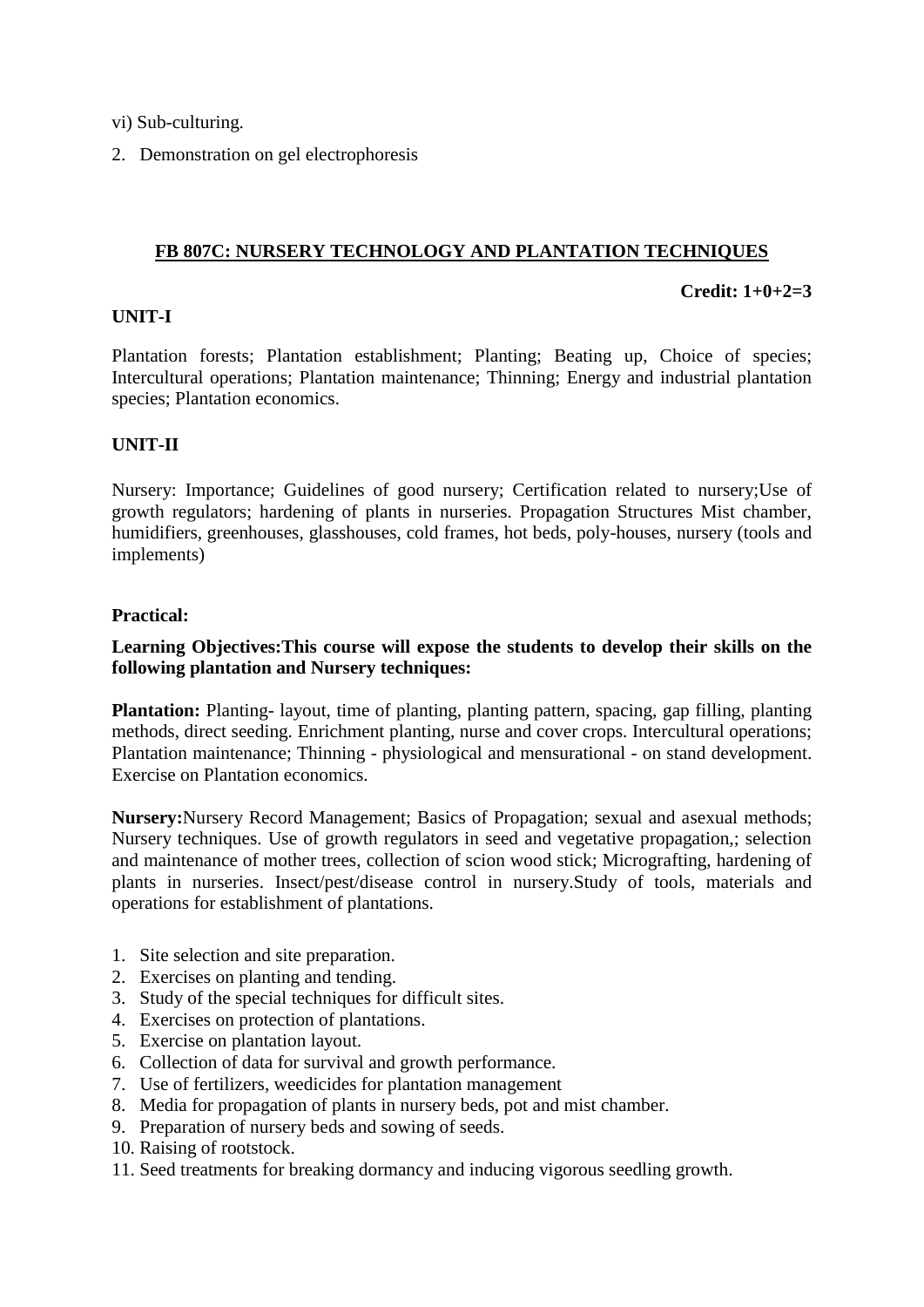vi) Sub-culturing.

2. Demonstration on gel electrophoresis

## FB 807C: NURSERY TECHNOLOGY AND PLANTATION TECHNIQUES

**Credit: 1+0+2=3**

**UNIT-I**

Plantation forests; Plantation establishment; Planting; Beating up, Choice of species; Intercultural operations; Plantation maintenance; Thinning; Energy and industrial plantation species; Plantation economics.

**UNIT-II**

Nursery: Importance; Guidelines of good nursery; Certification related to nursery;Use of growth regulators; hardening of plants in nurseries. Propagation Structures Mist chamber, humidifiers, greenhouses, glasshouses, cold frames, hot beds, poly-houses, nursery (tools and implements)

**Practical:**

**Learning Objectives:This course will expose the students to develop their skills on the following plantation and Nursery techniques:**

**Plantation:** Planting- layout, time of planting, planting pattern, spacing, gap filling, planting methods, direct seeding. Enrichment planting, nurse and cover crops. Intercultural operations; Plantation maintenance; Thinning - physiological and mensurational - on stand development. Exercise on Plantation economics.

**Nursery:**Nursery Record Management; Basics of Propagation; sexual and asexual methods; Nursery techniques. Use of growth regulators in seed and vegetative propagation,; selection and maintenance of mother trees, collection of scion wood stick; Micrografting, hardening of plants in nurseries. Insect/pest/disease control in nursery.Study of tools, materials and operations for establishment of plantations.

1. Site selection and site preparation.
2. Exercises on planting and tending.
3. Study of the special techniques for difficult sites.
4. Exercises on protection of plantations.
5. Exercise on plantation layout.
6. Collection of data for survival and growth performance.
7. Use of fertilizers, weedicides for plantation management
8. Media for propagation of plants in nursery beds, pot and mist chamber.
9. Preparation of nursery beds and sowing of seeds.
10. Raising of rootstock.
11. Seed treatments for breaking dormancy and inducing vigorous seedling growth.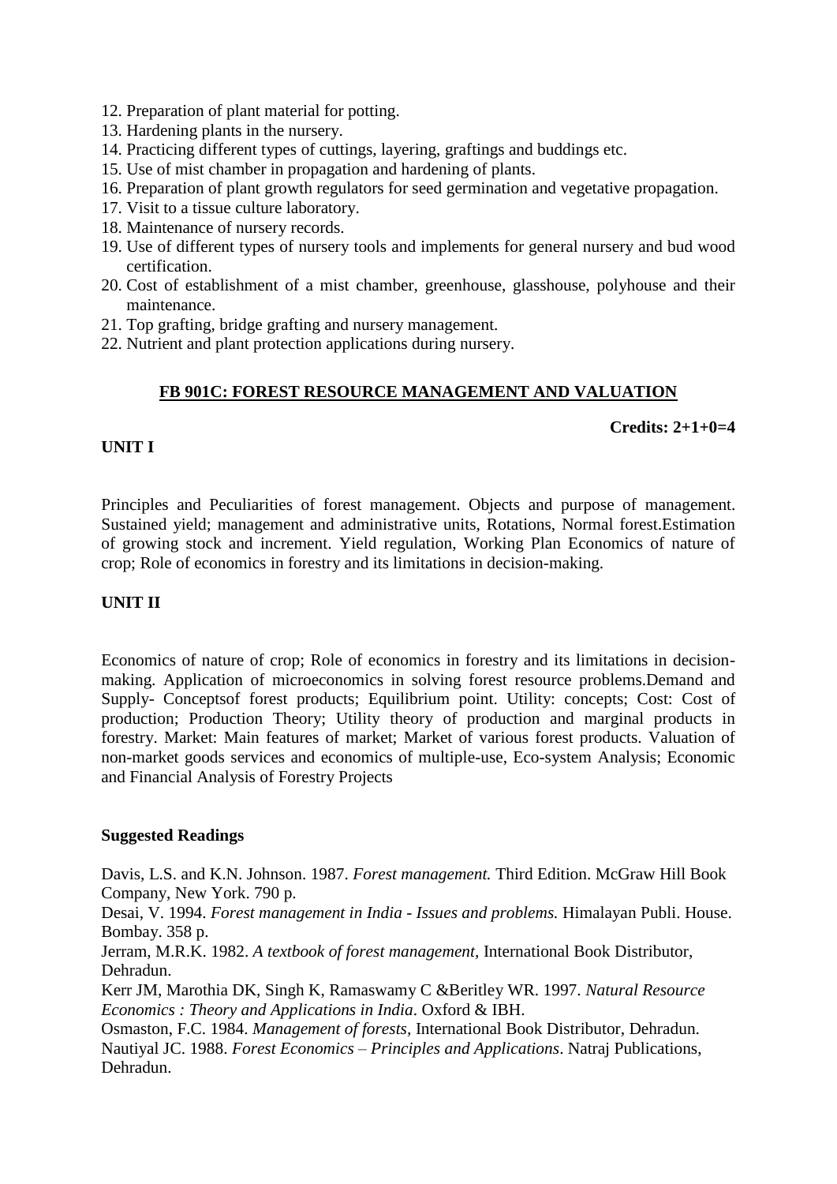12. Preparation of plant material for potting.
13. Hardening plants in the nursery.
14. Practicing different types of cuttings, layering, graftings and buddings etc.
15. Use of mist chamber in propagation and hardening of plants.
16. Preparation of plant growth regulators for seed germination and vegetative propagation.
17. Visit to a tissue culture laboratory.
18. Maintenance of nursery records.
19. Use of different types of nursery tools and implements for general nursery and bud wood certification.
20. Cost of establishment of a mist chamber, greenhouse, glasshouse, polyhouse and their maintenance.
21. Top grafting, bridge grafting and nursery management.
22. Nutrient and plant protection applications during nursery.

## FB 901C: FOREST RESOURCE MANAGEMENT AND VALUATION

**Credits: 2+1+0=4**

### UNIT I

Principles and Peculiarities of forest management. Objects and purpose of management. Sustained yield; management and administrative units, Rotations, Normal forest.Estimation of growing stock and increment. Yield regulation, Working Plan Economics of nature of crop; Role of economics in forestry and its limitations in decision-making.

### UNIT II

Economics of nature of crop; Role of economics in forestry and its limitations in decision-making. Application of microeconomics in solving forest resource problems.Demand and Supply- Conceptsof forest products; Equilibrium point. Utility: concepts; Cost: Cost of production; Production Theory; Utility theory of production and marginal products in forestry. Market: Main features of market; Market of various forest products. Valuation of non-market goods services and economics of multiple-use, Eco-system Analysis; Economic and Financial Analysis of Forestry Projects

### Suggested Readings

Davis, L.S. and K.N. Johnson. 1987. *Forest management.* Third Edition. McGraw Hill Book Company, New York. 790 p.

Desai, V. 1994. *Forest management in India - Issues and problems.* Himalayan Publi. House. Bombay. 358 p.

Jerram, M.R.K. 1982. *A textbook of forest management,* International Book Distributor, Dehradun.

Kerr JM, Marothia DK, Singh K, Ramaswamy C &Beritley WR. 1997. *Natural Resource Economics : Theory and Applications in India*. Oxford & IBH.

Osmaston, F.C. 1984. *Management of forests,* International Book Distributor, Dehradun.

Nautiyal JC. 1988. *Forest Economics – Principles and Applications*. Natraj Publications, Dehradun.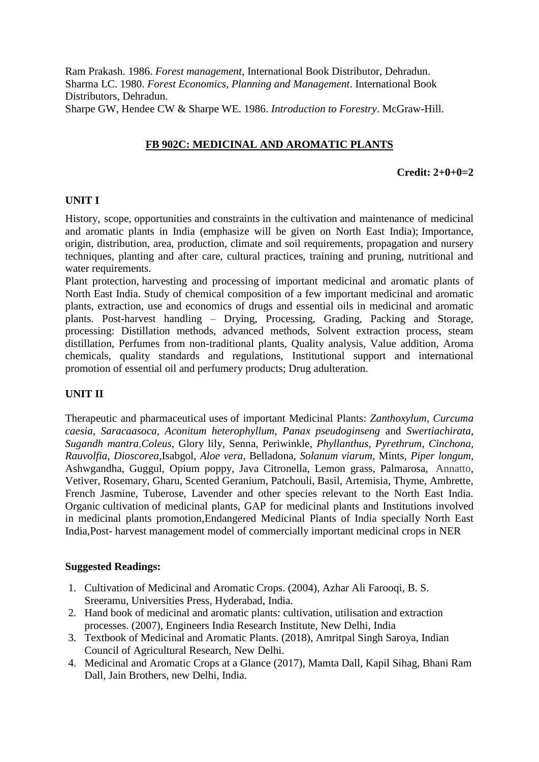Ram Prakash. 1986. *Forest management*, International Book Distributor, Dehradun.
Sharma LC. 1980. *Forest Economics, Planning and Management*. International Book Distributors, Dehradun.
Sharpe GW, Hendee CW & Sharpe WE. 1986. *Introduction to Forestry*. McGraw-Hill.

## FB 902C: MEDICINAL AND AROMATIC PLANTS

**Credit: 2+0+0=2**

**UNIT I**

History, scope, opportunities and constraints in the cultivation and maintenance of medicinal and aromatic plants in India (emphasize will be given on North East India); Importance, origin, distribution, area, production, climate and soil requirements, propagation and nursery techniques, planting and after care, cultural practices, training and pruning, nutritional and water requirements.

Plant protection, harvesting and processing of important medicinal and aromatic plants of North East India. Study of chemical composition of a few important medicinal and aromatic plants, extraction, use and economics of drugs and essential oils in medicinal and aromatic plants. Post-harvest handling – Drying, Processing, Grading, Packing and Storage, processing: Distillation methods, advanced methods, Solvent extraction process, steam distillation, Perfumes from non-traditional plants, Quality analysis, Value addition, Aroma chemicals, quality standards and regulations, Institutional support and international promotion of essential oil and perfumery products; Drug adulteration.

**UNIT II**

Therapeutic and pharmaceutical uses of important Medicinal Plants: *Zanthoxylum, Curcuma caesia, Saracaasoca, Aconitum heterophyllum, Panax pseudoginseng* and *Swertiachirata*, *Sugandh mantra*,*Coleus*, Glory lily, Senna, Periwinkle, *Phyllanthus, Pyrethrum, Cinchona*, *Rauvolfia*, *Dioscorea*,Isabgol, *Aloe vera,* Belladona, *Solanum viarum*, Mints, *Piper longum*, Ashwgandha, Guggul, Opium poppy, Java Citronella, Lemon grass, Palmarosa, Annatto, Vetiver, Rosemary, Gharu, Scented Geranium, Patchouli, Basil, Artemisia, Thyme, Ambrette, French Jasmine, Tuberose, Lavender and other species relevant to the North East India. Organic cultivation of medicinal plants, GAP for medicinal plants and Institutions involved in medicinal plants promotion,Endangered Medicinal Plants of India specially North East India,Post- harvest management model of commercially important medicinal crops in NER

**Suggested Readings:**

1. Cultivation of Medicinal and Aromatic Crops. (2004), Azhar Ali Farooqi, B. S. Sreeramu, Universities Press, Hyderabad, India.
2. Hand book of medicinal and aromatic plants: cultivation, utilisation and extraction processes. (2007), Engineers India Research Institute, New Delhi, India
3. Textbook of Medicinal and Aromatic Plants. (2018), Amritpal Singh Saroya, Indian Council of Agricultural Research, New Delhi.
4. Medicinal and Aromatic Crops at a Glance (2017), Mamta Dall, Kapil Sihag, Bhani Ram Dall, Jain Brothers, new Delhi, India.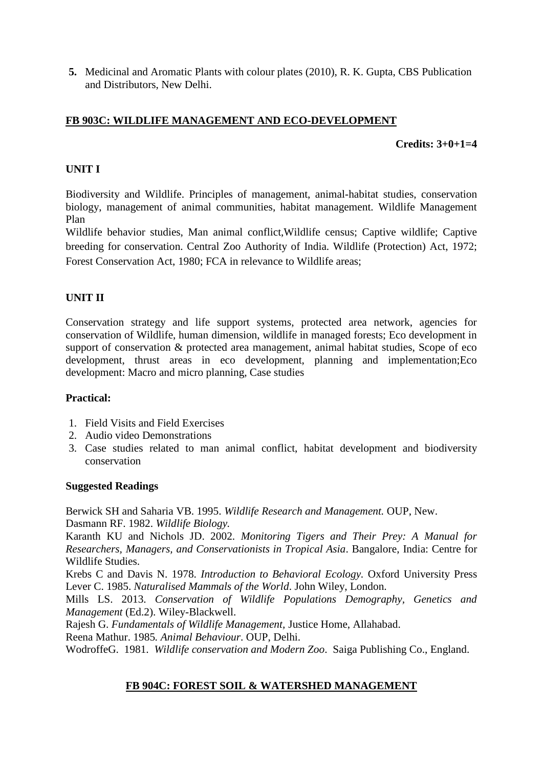5. Medicinal and Aromatic Plants with colour plates (2010), R. K. Gupta, CBS Publication and Distributors, New Delhi.

## FB 903C: WILDLIFE MANAGEMENT AND ECO-DEVELOPMENT

**Credits: 3+0+1=4**

### UNIT I

Biodiversity and Wildlife. Principles of management, animal-habitat studies, conservation biology, management of animal communities, habitat management. Wildlife Management Plan

Wildlife behavior studies, Man animal conflict,Wildlife census; Captive wildlife; Captive breeding for conservation. Central Zoo Authority of India. Wildlife (Protection) Act, 1972; Forest Conservation Act, 1980; FCA in relevance to Wildlife areas;

### UNIT II

Conservation strategy and life support systems, protected area network, agencies for conservation of Wildlife, human dimension, wildlife in managed forests; Eco development in support of conservation & protected area management, animal habitat studies, Scope of eco development, thrust areas in eco development, planning and implementation;Eco development: Macro and micro planning, Case studies

### Practical:

1. Field Visits and Field Exercises
2. Audio video Demonstrations
3. Case studies related to man animal conflict, habitat development and biodiversity conservation

### Suggested Readings

Berwick SH and Saharia VB. 1995. *Wildlife Research and Management.* OUP, New.

Dasmann RF. 1982. *Wildlife Biology.*

Karanth KU and Nichols JD. 2002. *Monitoring Tigers and Their Prey: A Manual for Researchers, Managers, and Conservationists in Tropical Asia*. Bangalore, India: Centre for Wildlife Studies.

Krebs C and Davis N. 1978. *Introduction to Behavioral Ecology.* Oxford University Press

Lever C. 1985. *Naturalised Mammals of the World*. John Wiley, London.

Mills LS. 2013. *Conservation of Wildlife Populations Demography, Genetics and Management* (Ed.2). Wiley-Blackwell.

Rajesh G. *Fundamentals of Wildlife Management,* Justice Home, Allahabad.

Reena Mathur. 1985*. Animal Behaviour*. OUP, Delhi.

WodroffeG. 1981. *Wildlife conservation and Modern Zoo*. Saiga Publishing Co., England.

## FB 904C: FOREST SOIL & WATERSHED MANAGEMENT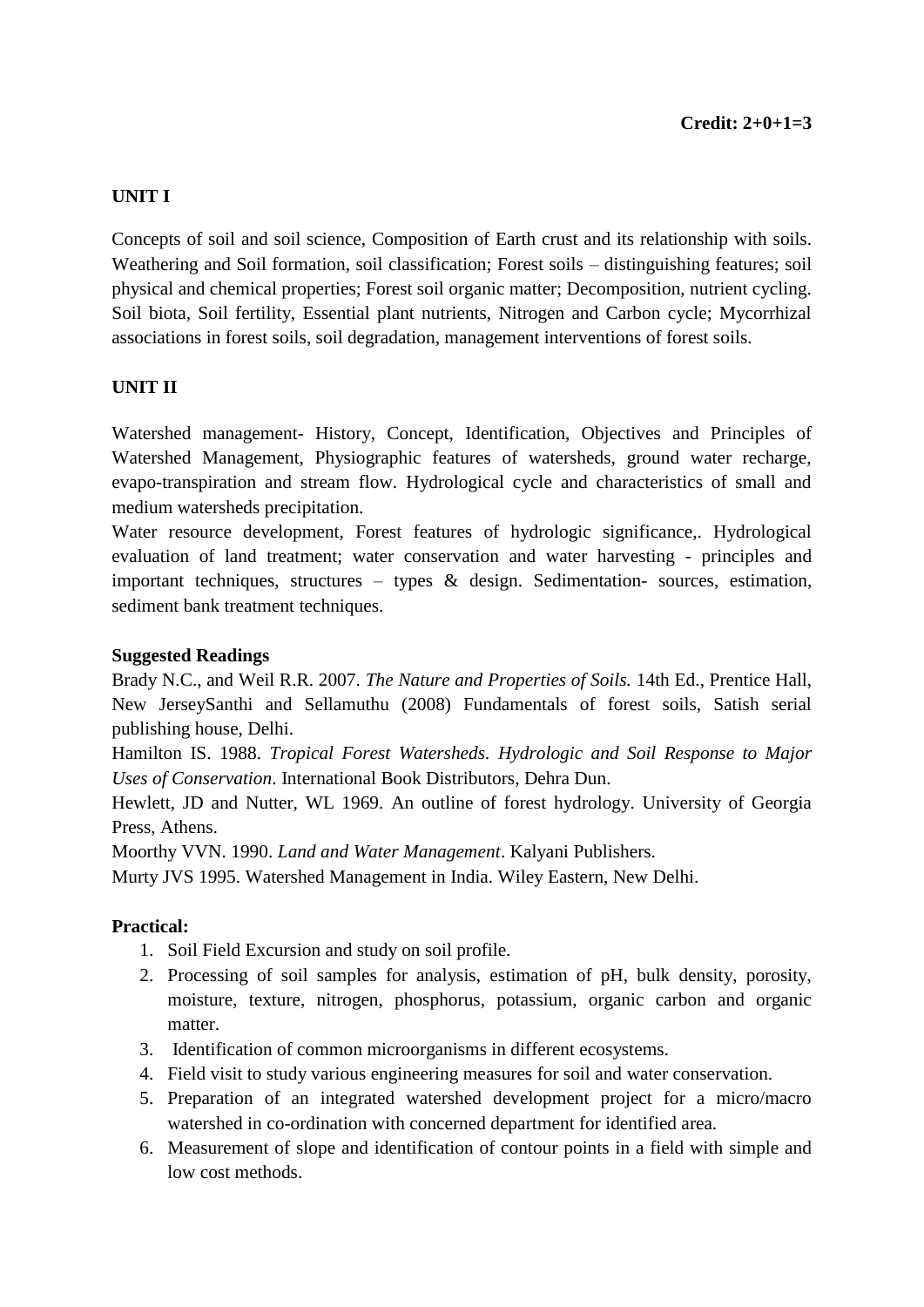**Credit: 2+0+1=3**

**UNIT I**

Concepts of soil and soil science, Composition of Earth crust and its relationship with soils. Weathering and Soil formation, soil classification; Forest soils – distinguishing features; soil physical and chemical properties; Forest soil organic matter; Decomposition, nutrient cycling. Soil biota, Soil fertility, Essential plant nutrients, Nitrogen and Carbon cycle; Mycorrhizal associations in forest soils, soil degradation, management interventions of forest soils.

**UNIT II**

Watershed management- History, Concept, Identification, Objectives and Principles of Watershed Management, Physiographic features of watersheds, ground water recharge, evapo-transpiration and stream flow. Hydrological cycle and characteristics of small and medium watersheds precipitation.
Water resource development, Forest features of hydrologic significance,. Hydrological evaluation of land treatment; water conservation and water harvesting - principles and important techniques, structures – types & design. Sedimentation- sources, estimation, sediment bank treatment techniques.

**Suggested Readings**

Brady N.C., and Weil R.R. 2007. *The Nature and Properties of Soils.* 14th Ed., Prentice Hall, New JerseySanthi and Sellamuthu (2008) Fundamentals of forest soils, Satish serial publishing house, Delhi.
Hamilton IS. 1988. *Tropical Forest Watersheds. Hydrologic and Soil Response to Major Uses of Conservation*. International Book Distributors, Dehra Dun.
Hewlett, JD and Nutter, WL 1969. An outline of forest hydrology. University of Georgia Press, Athens.
Moorthy VVN. 1990. *Land and Water Management*. Kalyani Publishers.
Murty JVS 1995. Watershed Management in India. Wiley Eastern, New Delhi.

**Practical:**

1. Soil Field Excursion and study on soil profile.
2. Processing of soil samples for analysis, estimation of pH, bulk density, porosity, moisture, texture, nitrogen, phosphorus, potassium, organic carbon and organic matter.
3. Identification of common microorganisms in different ecosystems.
4. Field visit to study various engineering measures for soil and water conservation.
5. Preparation of an integrated watershed development project for a micro/macro watershed in co-ordination with concerned department for identified area.
6. Measurement of slope and identification of contour points in a field with simple and low cost methods.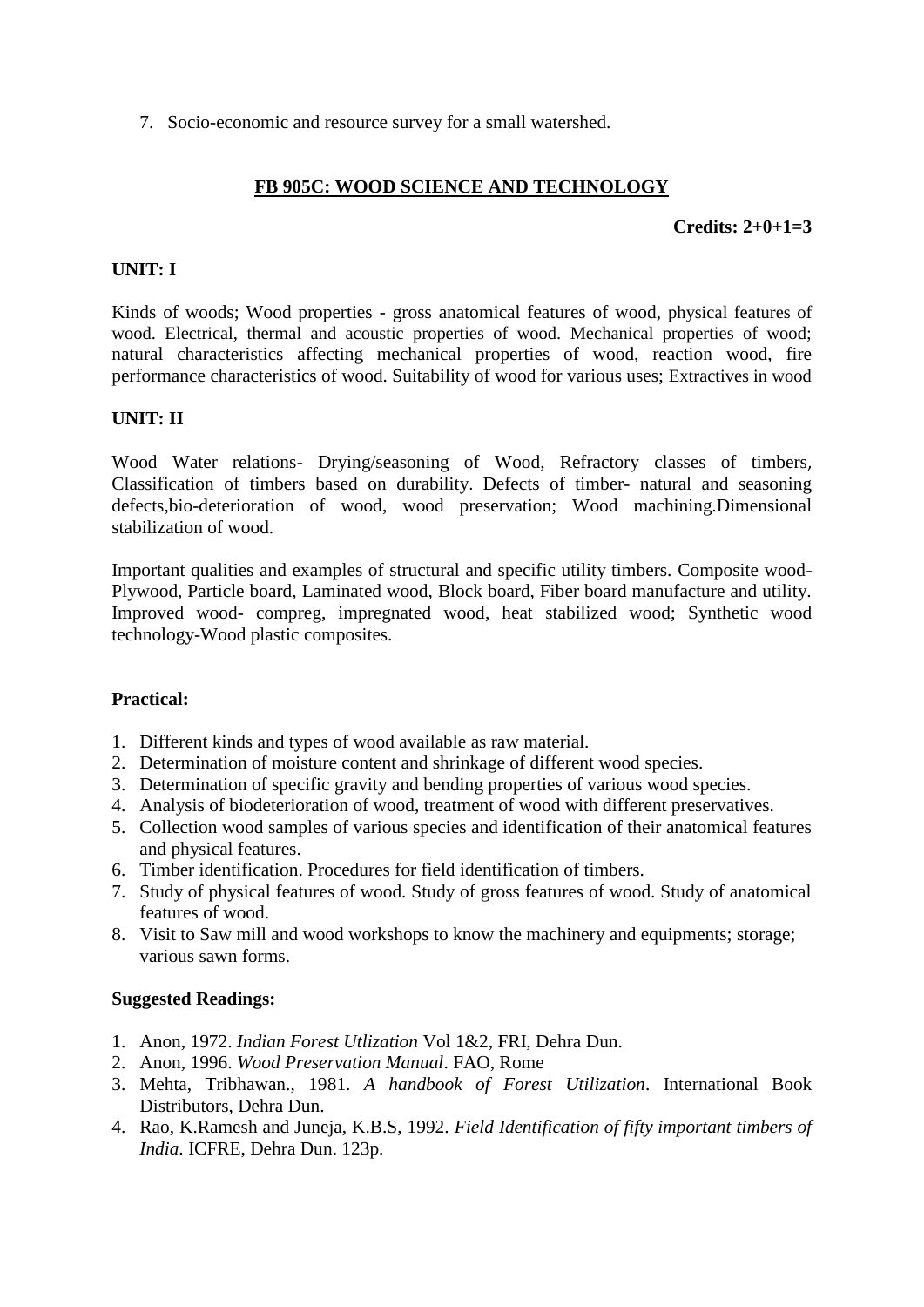7. Socio-economic and resource survey for a small watershed.

## FB 905C: WOOD SCIENCE AND TECHNOLOGY

**Credits: 2+0+1=3**

**UNIT: I**

Kinds of woods; Wood properties - gross anatomical features of wood, physical features of wood. Electrical, thermal and acoustic properties of wood. Mechanical properties of wood; natural characteristics affecting mechanical properties of wood, reaction wood, fire performance characteristics of wood. Suitability of wood for various uses; Extractives in wood

**UNIT: II**

Wood Water relations- Drying/seasoning of Wood, Refractory classes of timbers, Classification of timbers based on durability. Defects of timber- natural and seasoning defects,bio-deterioration of wood, wood preservation; Wood machining.Dimensional stabilization of wood.

Important qualities and examples of structural and specific utility timbers. Composite wood-Plywood, Particle board, Laminated wood, Block board, Fiber board manufacture and utility. Improved wood- compreg, impregnated wood, heat stabilized wood; Synthetic wood technology-Wood plastic composites.

**Practical:**

1. Different kinds and types of wood available as raw material.
2. Determination of moisture content and shrinkage of different wood species.
3. Determination of specific gravity and bending properties of various wood species.
4. Analysis of biodeterioration of wood, treatment of wood with different preservatives.
5. Collection wood samples of various species and identification of their anatomical features and physical features.
6. Timber identification. Procedures for field identification of timbers.
7. Study of physical features of wood. Study of gross features of wood. Study of anatomical features of wood.
8. Visit to Saw mill and wood workshops to know the machinery and equipments; storage; various sawn forms.

**Suggested Readings:**

1. Anon, 1972. *Indian Forest Utlization* Vol 1&2, FRI, Dehra Dun.
2. Anon, 1996. *Wood Preservation Manual*. FAO, Rome
3. Mehta, Tribhawan., 1981. *A handbook of Forest Utilization*. International Book Distributors, Dehra Dun.
4. Rao, K.Ramesh and Juneja, K.B.S, 1992. *Field Identification of fifty important timbers of India*. ICFRE, Dehra Dun. 123p.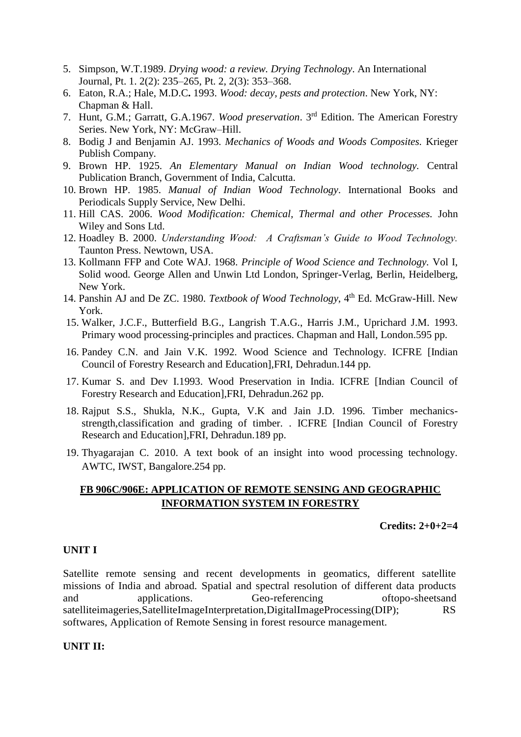5. Simpson, W.T.1989. *Drying wood: a review. Drying Technology*. An International Journal, Pt. 1. 2(2): 235–265, Pt. 2, 2(3): 353–368.
6. Eaton, R.A.; Hale, M.D.C**.** 1993. *Wood: decay, pests and protection*. New York, NY: Chapman & Hall.
7. Hunt, G.M.; Garratt, G.A.1967. *Wood preservation*. 3rd Edition. The American Forestry Series. New York, NY: McGraw–Hill.
8. Bodig J and Benjamin AJ. 1993. *Mechanics of Woods and Woods Composites.* Krieger Publish Company.
9. Brown HP. 1925. *An Elementary Manual on Indian Wood technology.* Central Publication Branch, Government of India, Calcutta.
10. Brown HP. 1985. *Manual of Indian Wood Technology*. International Books and Periodicals Supply Service, New Delhi.
11. Hill CAS. 2006. *Wood Modification: Chemical, Thermal and other Processes.* John Wiley and Sons Ltd.
12. Hoadley B. 2000. *Understanding Wood: A Craftsman's Guide to Wood Technology.* Taunton Press. Newtown, USA.
13. Kollmann FFP and Cote WAJ. 1968. *Principle of Wood Science and Technology.* Vol I, Solid wood. George Allen and Unwin Ltd London, Springer-Verlag, Berlin, Heidelberg, New York.
14. Panshin AJ and De ZC. 1980. *Textbook of Wood Technology*, 4th Ed. McGraw-Hill. New York.
15. Walker, J.C.F., Butterfield B.G., Langrish T.A.G., Harris J.M., Uprichard J.M. 1993. Primary wood processing-principles and practices. Chapman and Hall, London.595 pp.
16. Pandey C.N. and Jain V.K. 1992. Wood Science and Technology. ICFRE [Indian Council of Forestry Research and Education],FRI, Dehradun.144 pp.
17. Kumar S. and Dev I.1993. Wood Preservation in India. ICFRE [Indian Council of Forestry Research and Education],FRI, Dehradun.262 pp.
18. Rajput S.S., Shukla, N.K., Gupta, V.K and Jain J.D. 1996. Timber mechanics-strength,classification and grading of timber. . ICFRE [Indian Council of Forestry Research and Education],FRI, Dehradun.189 pp.
19. Thyagarajan C. 2010. A text book of an insight into wood processing technology. AWTC, IWST, Bangalore.254 pp.

## FB 906C/906E: APPLICATION OF REMOTE SENSING AND GEOGRAPHIC INFORMATION SYSTEM IN FORESTRY

**Credits: 2+0+2=4**

**UNIT I**

Satellite remote sensing and recent developments in geomatics, different satellite missions of India and abroad. Spatial and spectral resolution of different data products and applications. Geo-referencing oftopo-sheetsand satelliteimageries,SatelliteImageInterpretation,DigitalImageProcessing(DIP); RS softwares, Application of Remote Sensing in forest resource management.

**UNIT II:**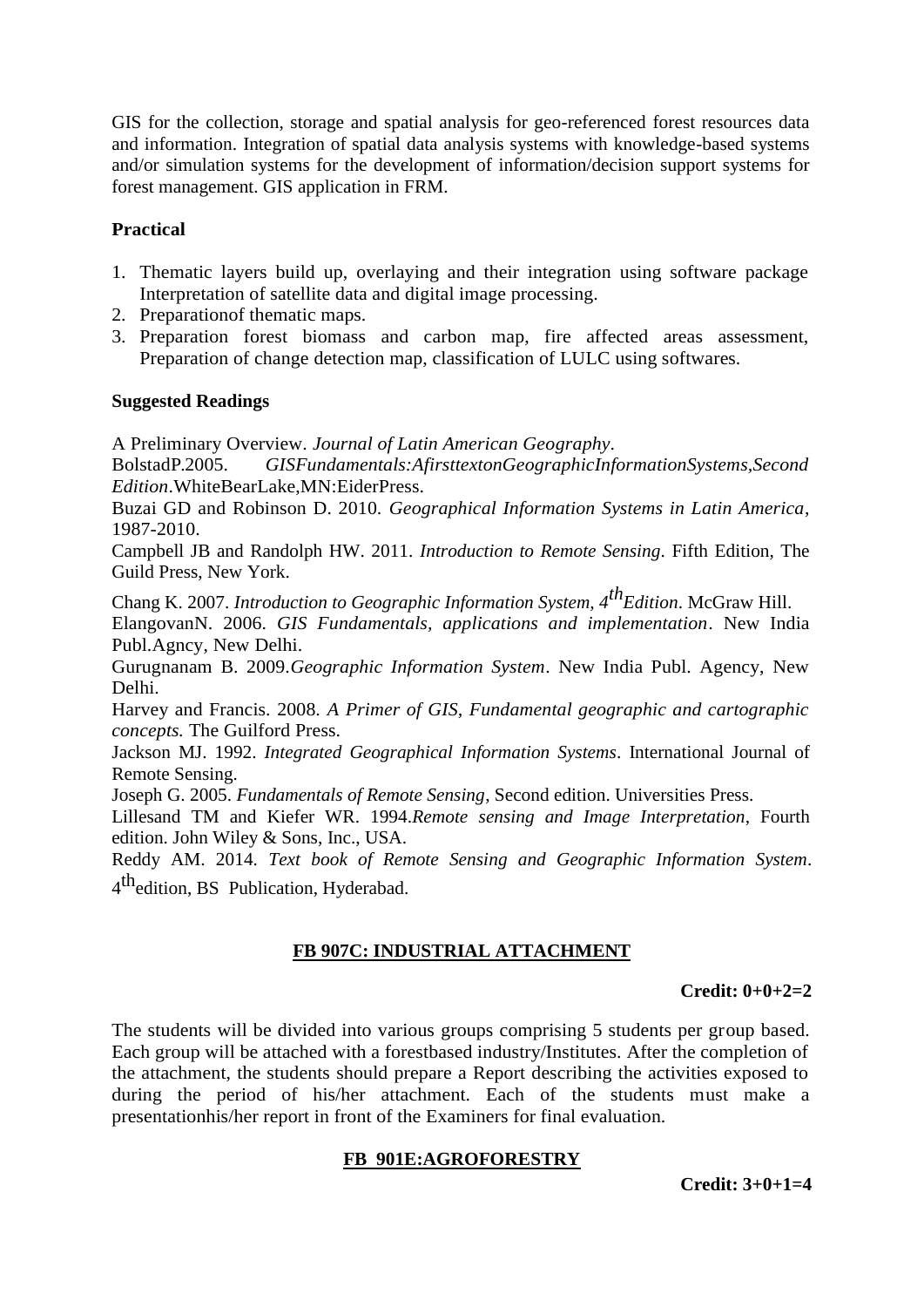GIS for the collection, storage and spatial analysis for geo-referenced forest resources data and information. Integration of spatial data analysis systems with knowledge-based systems and/or simulation systems for the development of information/decision support systems for forest management. GIS application in FRM.

**Practical**

1. Thematic layers build up, overlaying and their integration using software package Interpretation of satellite data and digital image processing.
2. Preparationof thematic maps.
3. Preparation forest biomass and carbon map, fire affected areas assessment, Preparation of change detection map, classification of LULC using softwares.

**Suggested Readings**

A Preliminary Overview. *Journal of Latin American Geography*.

BolstadP.2005. *GISFundamentals:AfirsttextonGeographicInformationSystems,Second Edition*.WhiteBearLake,MN:EiderPress.

Buzai GD and Robinson D. 2010. *Geographical Information Systems in Latin America*, 1987-2010.

Campbell JB and Randolph HW. 2011. *Introduction to Remote Sensing*. Fifth Edition, The Guild Press, New York.

Chang K. 2007. *Introduction to Geographic Information System, 4thEdition*. McGraw Hill.

ElangovanN. 2006. *GIS Fundamentals, applications and implementation*. New India Publ.Agncy, New Delhi.

Gurugnanam B. 2009.*Geographic Information System*. New India Publ. Agency, New Delhi.

Harvey and Francis. 2008. *A Primer of GIS, Fundamental geographic and cartographic concepts.* The Guilford Press.

Jackson MJ. 1992. *Integrated Geographical Information Systems*. International Journal of Remote Sensing.

Joseph G. 2005. *Fundamentals of Remote Sensing*, Second edition. Universities Press.

Lillesand TM and Kiefer WR. 1994.*Remote sensing and Image Interpretation*, Fourth edition. John Wiley & Sons, Inc., USA.

Reddy AM. 2014. *Text book of Remote Sensing and Geographic Information System*. 4thedition, BS Publication, Hyderabad.

## FB 907C: INDUSTRIAL ATTACHMENT

**Credit: 0+0+2=2**

The students will be divided into various groups comprising 5 students per group based. Each group will be attached with a forestbased industry/Institutes. After the completion of the attachment, the students should prepare a Report describing the activities exposed to during the period of his/her attachment. Each of the students must make a presentationhis/her report in front of the Examiners for final evaluation.

## FB 901E:AGROFORESTRY

**Credit: 3+0+1=4**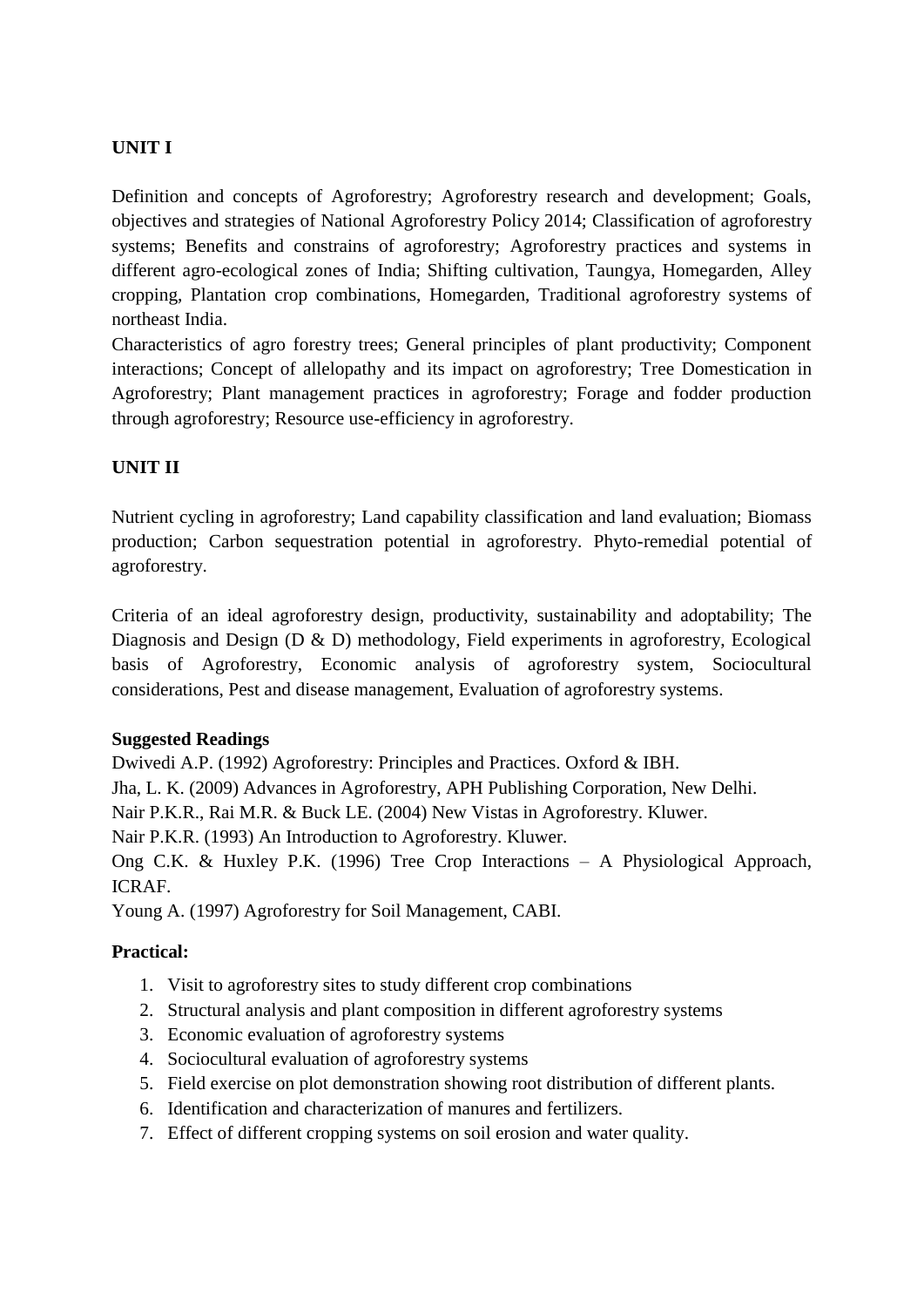**UNIT I**

Definition and concepts of Agroforestry; Agroforestry research and development; Goals, objectives and strategies of National Agroforestry Policy 2014; Classification of agroforestry systems; Benefits and constrains of agroforestry; Agroforestry practices and systems in different agro-ecological zones of India; Shifting cultivation, Taungya, Homegarden, Alley cropping, Plantation crop combinations, Homegarden, Traditional agroforestry systems of northeast India.

Characteristics of agro forestry trees; General principles of plant productivity; Component interactions; Concept of allelopathy and its impact on agroforestry; Tree Domestication in Agroforestry; Plant management practices in agroforestry; Forage and fodder production through agroforestry; Resource use-efficiency in agroforestry.

**UNIT II**

Nutrient cycling in agroforestry; Land capability classification and land evaluation; Biomass production; Carbon sequestration potential in agroforestry. Phyto-remedial potential of agroforestry.

Criteria of an ideal agroforestry design, productivity, sustainability and adoptability; The Diagnosis and Design (D & D) methodology, Field experiments in agroforestry, Ecological basis of Agroforestry, Economic analysis of agroforestry system, Sociocultural considerations, Pest and disease management, Evaluation of agroforestry systems.

**Suggested Readings**

Dwivedi A.P. (1992) Agroforestry: Principles and Practices. Oxford & IBH.
Jha, L. K. (2009) Advances in Agroforestry, APH Publishing Corporation, New Delhi.
Nair P.K.R., Rai M.R. & Buck LE. (2004) New Vistas in Agroforestry. Kluwer.
Nair P.K.R. (1993) An Introduction to Agroforestry. Kluwer.
Ong C.K. & Huxley P.K. (1996) Tree Crop Interactions – A Physiological Approach, ICRAF.
Young A. (1997) Agroforestry for Soil Management, CABI.

**Practical:**

1. Visit to agroforestry sites to study different crop combinations
2. Structural analysis and plant composition in different agroforestry systems
3. Economic evaluation of agroforestry systems
4. Sociocultural evaluation of agroforestry systems
5. Field exercise on plot demonstration showing root distribution of different plants.
6. Identification and characterization of manures and fertilizers.
7. Effect of different cropping systems on soil erosion and water quality.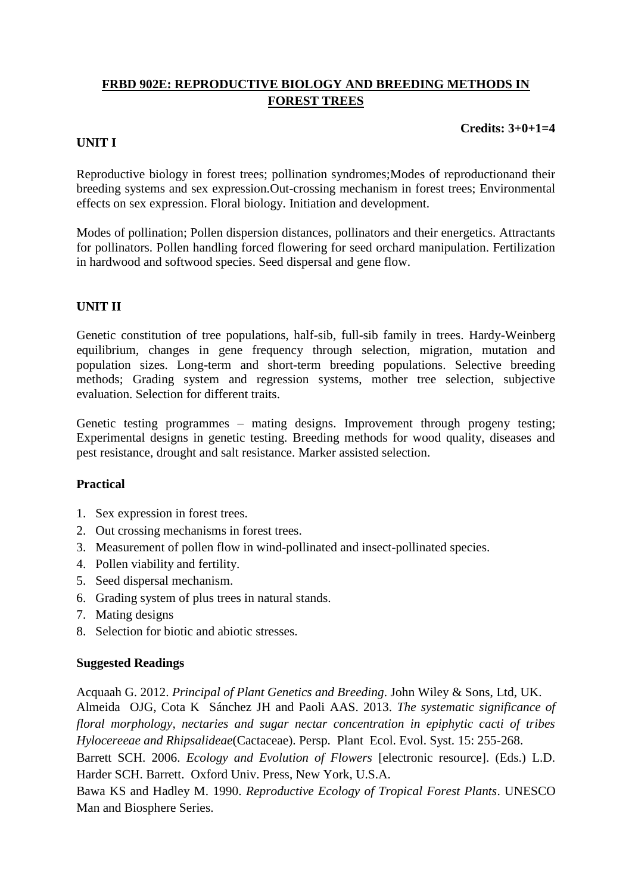## FRBD 902E: REPRODUCTIVE BIOLOGY AND BREEDING METHODS IN FOREST TREES

**Credits: 3+0+1=4**

### UNIT I

Reproductive biology in forest trees; pollination syndromes;Modes of reproductionand their breeding systems and sex expression.Out-crossing mechanism in forest trees; Environmental effects on sex expression. Floral biology. Initiation and development.

Modes of pollination; Pollen dispersion distances, pollinators and their energetics. Attractants for pollinators. Pollen handling forced flowering for seed orchard manipulation. Fertilization in hardwood and softwood species. Seed dispersal and gene flow.

### UNIT II

Genetic constitution of tree populations, half-sib, full-sib family in trees. Hardy-Weinberg equilibrium, changes in gene frequency through selection, migration, mutation and population sizes. Long-term and short-term breeding populations. Selective breeding methods; Grading system and regression systems, mother tree selection, subjective evaluation. Selection for different traits.

Genetic testing programmes – mating designs. Improvement through progeny testing; Experimental designs in genetic testing. Breeding methods for wood quality, diseases and pest resistance, drought and salt resistance. Marker assisted selection.

### Practical

1. Sex expression in forest trees.
2. Out crossing mechanisms in forest trees.
3. Measurement of pollen flow in wind-pollinated and insect-pollinated species.
4. Pollen viability and fertility.
5. Seed dispersal mechanism.
6. Grading system of plus trees in natural stands.
7. Mating designs
8. Selection for biotic and abiotic stresses.

### Suggested Readings

Acquaah G. 2012. *Principal of Plant Genetics and Breeding*. John Wiley & Sons, Ltd, UK.

Almeida OJG, Cota K Sánchez JH and Paoli AAS. 2013. *The systematic significance of floral morphology, nectaries and sugar nectar concentration in epiphytic cacti of tribes Hylocereeae and Rhipsalideae*(Cactaceae). Persp. Plant Ecol. Evol. Syst. 15: 255-268.

Barrett SCH. 2006. *Ecology and Evolution of Flowers* [electronic resource]. (Eds.) L.D. Harder SCH. Barrett. Oxford Univ. Press, New York, U.S.A.

Bawa KS and Hadley M. 1990. *Reproductive Ecology of Tropical Forest Plants*. UNESCO Man and Biosphere Series.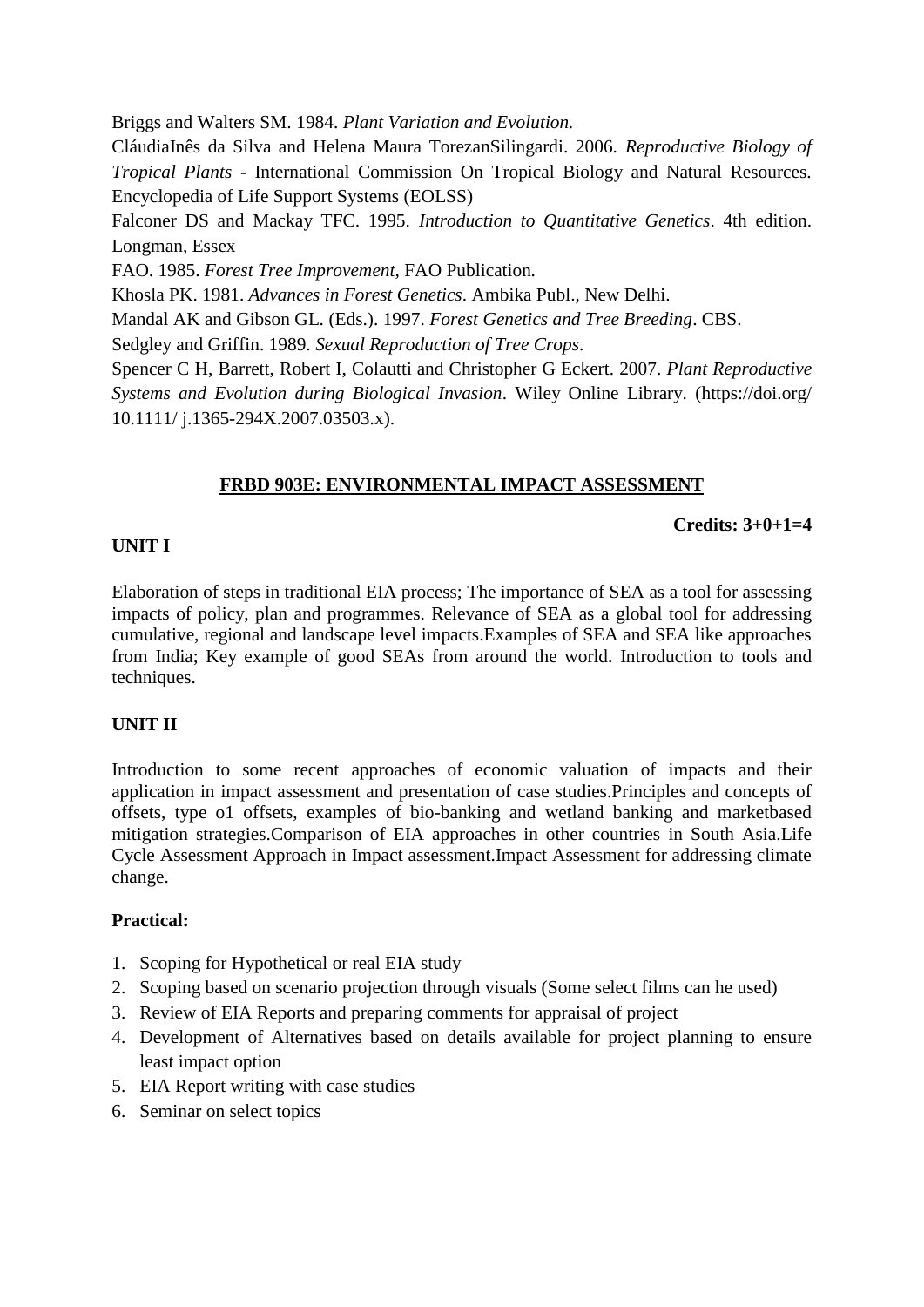Briggs and Walters SM. 1984. *Plant Variation and Evolution.*

CláudiaInês da Silva and Helena Maura TorezanSilingardi. 2006. *Reproductive Biology of Tropical Plants* - International Commission On Tropical Biology and Natural Resources. Encyclopedia of Life Support Systems (EOLSS)

Falconer DS and Mackay TFC. 1995. *Introduction to Quantitative Genetics*. 4th edition. Longman, Essex

FAO. 1985. *Forest Tree Improvement*, FAO Publication.

Khosla PK. 1981. *Advances in Forest Genetics*. Ambika Publ., New Delhi.

Mandal AK and Gibson GL. (Eds.). 1997. *Forest Genetics and Tree Breeding*. CBS.

Sedgley and Griffin. 1989. *Sexual Reproduction of Tree Crops*.

Spencer C H, Barrett, Robert I, Colautti and Christopher G Eckert. 2007. *Plant Reproductive Systems and Evolution during Biological Invasion*. Wiley Online Library. (https://doi.org/ 10.1111/ j.1365-294X.2007.03503.x).

## FRBD 903E: ENVIRONMENTAL IMPACT ASSESSMENT

**Credits: 3+0+1=4**

**UNIT I**

Elaboration of steps in traditional EIA process; The importance of SEA as a tool for assessing impacts of policy, plan and programmes. Relevance of SEA as a global tool for addressing cumulative, regional and landscape level impacts.Examples of SEA and SEA like approaches from India; Key example of good SEAs from around the world. Introduction to tools and techniques.

**UNIT II**

Introduction to some recent approaches of economic valuation of impacts and their application in impact assessment and presentation of case studies.Principles and concepts of offsets, type o1 offsets, examples of bio-banking and wetland banking and marketbased mitigation strategies.Comparison of EIA approaches in other countries in South Asia.Life Cycle Assessment Approach in Impact assessment.Impact Assessment for addressing climate change.

**Practical:**

1. Scoping for Hypothetical or real EIA study
2. Scoping based on scenario projection through visuals (Some select films can he used)
3. Review of EIA Reports and preparing comments for appraisal of project
4. Development of Alternatives based on details available for project planning to ensure least impact option
5. EIA Report writing with case studies
6. Seminar on select topics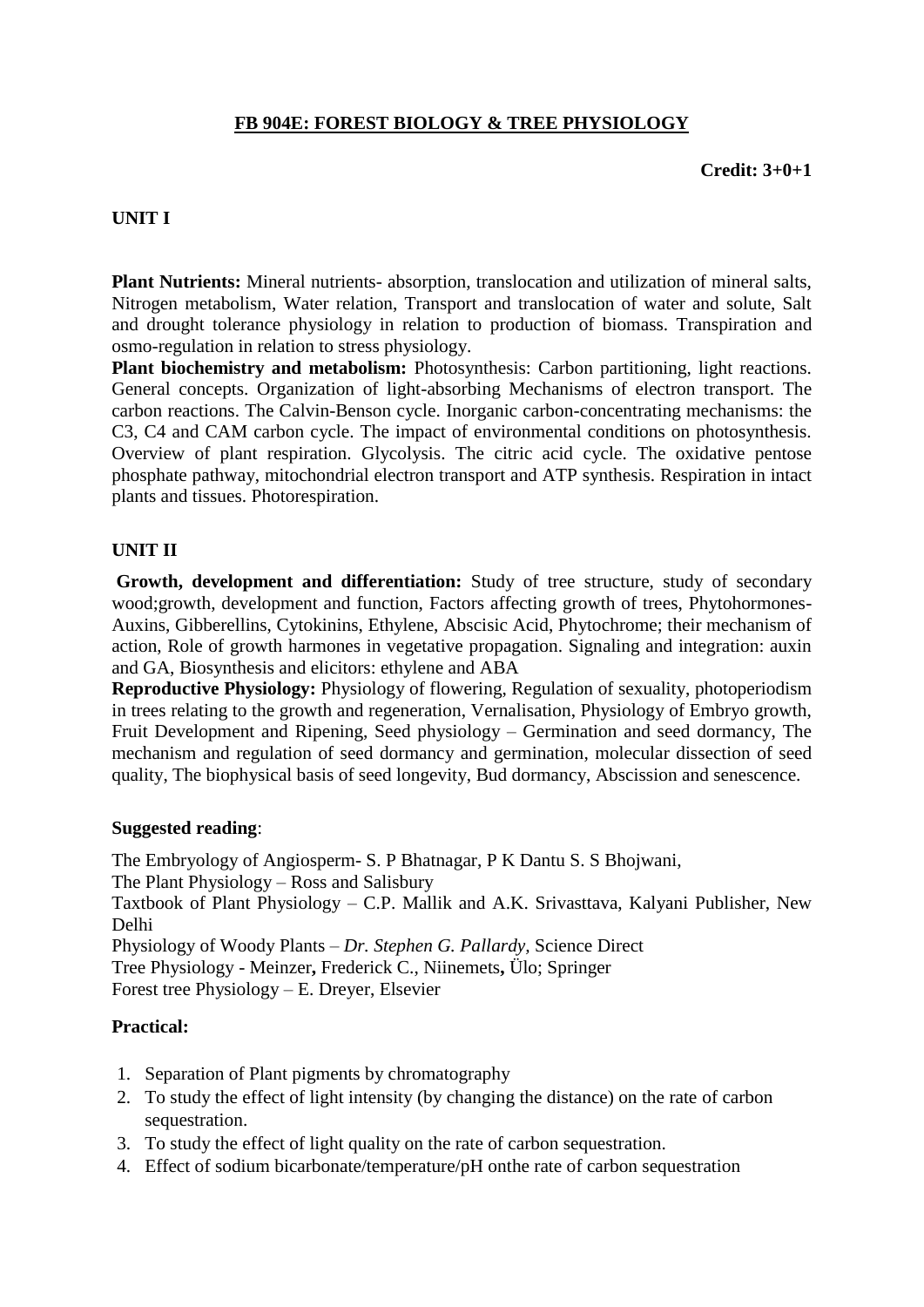## FB 904E: FOREST BIOLOGY & TREE PHYSIOLOGY

**Credit: 3+0+1**

### UNIT I

**Plant Nutrients:** Mineral nutrients- absorption, translocation and utilization of mineral salts, Nitrogen metabolism, Water relation, Transport and translocation of water and solute, Salt and drought tolerance physiology in relation to production of biomass. Transpiration and osmo-regulation in relation to stress physiology.

**Plant biochemistry and metabolism:** Photosynthesis: Carbon partitioning, light reactions. General concepts. Organization of light-absorbing Mechanisms of electron transport. The carbon reactions. The Calvin-Benson cycle. Inorganic carbon-concentrating mechanisms: the C3, C4 and CAM carbon cycle. The impact of environmental conditions on photosynthesis. Overview of plant respiration. Glycolysis. The citric acid cycle. The oxidative pentose phosphate pathway, mitochondrial electron transport and ATP synthesis. Respiration in intact plants and tissues. Photorespiration.

### UNIT II

**Growth, development and differentiation:** Study of tree structure, study of secondary wood;growth, development and function, Factors affecting growth of trees, Phytohormones- Auxins, Gibberellins, Cytokinins, Ethylene, Abscisic Acid, Phytochrome; their mechanism of action, Role of growth harmones in vegetative propagation. Signaling and integration: auxin and GA, Biosynthesis and elicitors: ethylene and ABA

**Reproductive Physiology:** Physiology of flowering, Regulation of sexuality, photoperiodism in trees relating to the growth and regeneration, Vernalisation, Physiology of Embryo growth, Fruit Development and Ripening, Seed physiology – Germination and seed dormancy, The mechanism and regulation of seed dormancy and germination, molecular dissection of seed quality, The biophysical basis of seed longevity, Bud dormancy, Abscission and senescence.

**Suggested reading**:

The Embryology of Angiosperm- S. P Bhatnagar, P K Dantu S. S Bhojwani,
The Plant Physiology – Ross and Salisbury
Taxtbook of Plant Physiology – C.P. Mallik and A.K. Srivasttava, Kalyani Publisher, New Delhi
Physiology of Woody Plants – *Dr. Stephen G. Pallardy,* Science Direct
Tree Physiology - Meinzer**,** Frederick C., Niinemets**,** Ülo; Springer
Forest tree Physiology – E. Dreyer, Elsevier

**Practical:**

1. Separation of Plant pigments by chromatography
2. To study the effect of light intensity (by changing the distance) on the rate of carbon sequestration.
3. To study the effect of light quality on the rate of carbon sequestration.
4. Effect of sodium bicarbonate/temperature/pH onthe rate of carbon sequestration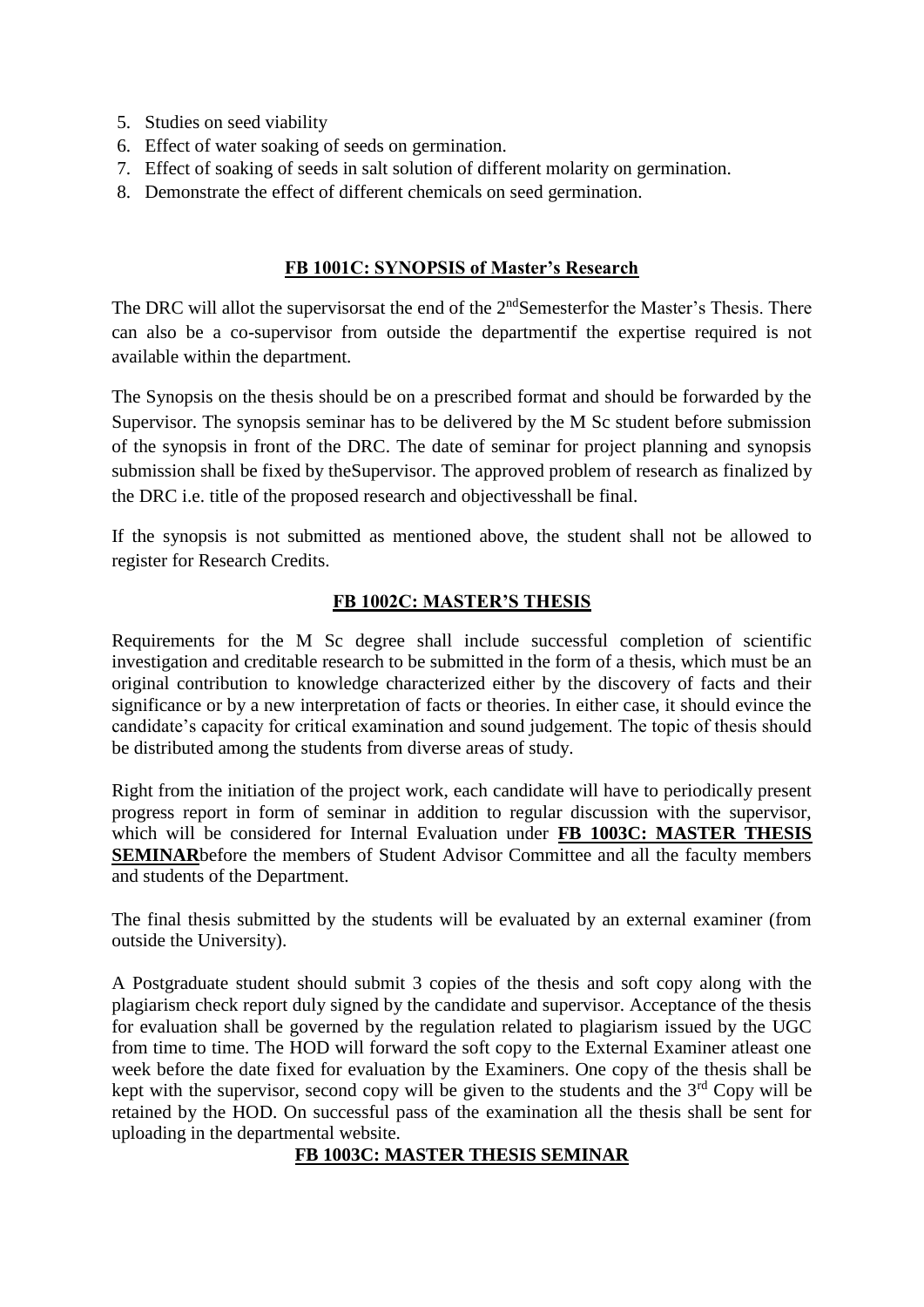5. Studies on seed viability
6. Effect of water soaking of seeds on germination.
7. Effect of soaking of seeds in salt solution of different molarity on germination.
8. Demonstrate the effect of different chemicals on seed germination.

## FB 1001C: SYNOPSIS of Master's Research

The DRC will allot the supervisorsat the end of the 2nd Semesterfor the Master's Thesis. There can also be a co-supervisor from outside the departmentif the expertise required is not available within the department.

The Synopsis on the thesis should be on a prescribed format and should be forwarded by the Supervisor. The synopsis seminar has to be delivered by the M Sc student before submission of the synopsis in front of the DRC. The date of seminar for project planning and synopsis submission shall be fixed by theSupervisor. The approved problem of research as finalized by the DRC i.e. title of the proposed research and objectivesshall be final.

If the synopsis is not submitted as mentioned above, the student shall not be allowed to register for Research Credits.

## FB 1002C: MASTER'S THESIS

Requirements for the M Sc degree shall include successful completion of scientific investigation and creditable research to be submitted in the form of a thesis, which must be an original contribution to knowledge characterized either by the discovery of facts and their significance or by a new interpretation of facts or theories. In either case, it should evince the candidate's capacity for critical examination and sound judgement. The topic of thesis should be distributed among the students from diverse areas of study.

Right from the initiation of the project work, each candidate will have to periodically present progress report in form of seminar in addition to regular discussion with the supervisor, which will be considered for Internal Evaluation under **FB 1003C: MASTER THESIS SEMINAR**before the members of Student Advisor Committee and all the faculty members and students of the Department.

The final thesis submitted by the students will be evaluated by an external examiner (from outside the University).

A Postgraduate student should submit 3 copies of the thesis and soft copy along with the plagiarism check report duly signed by the candidate and supervisor. Acceptance of the thesis for evaluation shall be governed by the regulation related to plagiarism issued by the UGC from time to time. The HOD will forward the soft copy to the External Examiner atleast one week before the date fixed for evaluation by the Examiners. One copy of the thesis shall be kept with the supervisor, second copy will be given to the students and the 3rd Copy will be retained by the HOD. On successful pass of the examination all the thesis shall be sent for uploading in the departmental website.

## FB 1003C: MASTER THESIS SEMINAR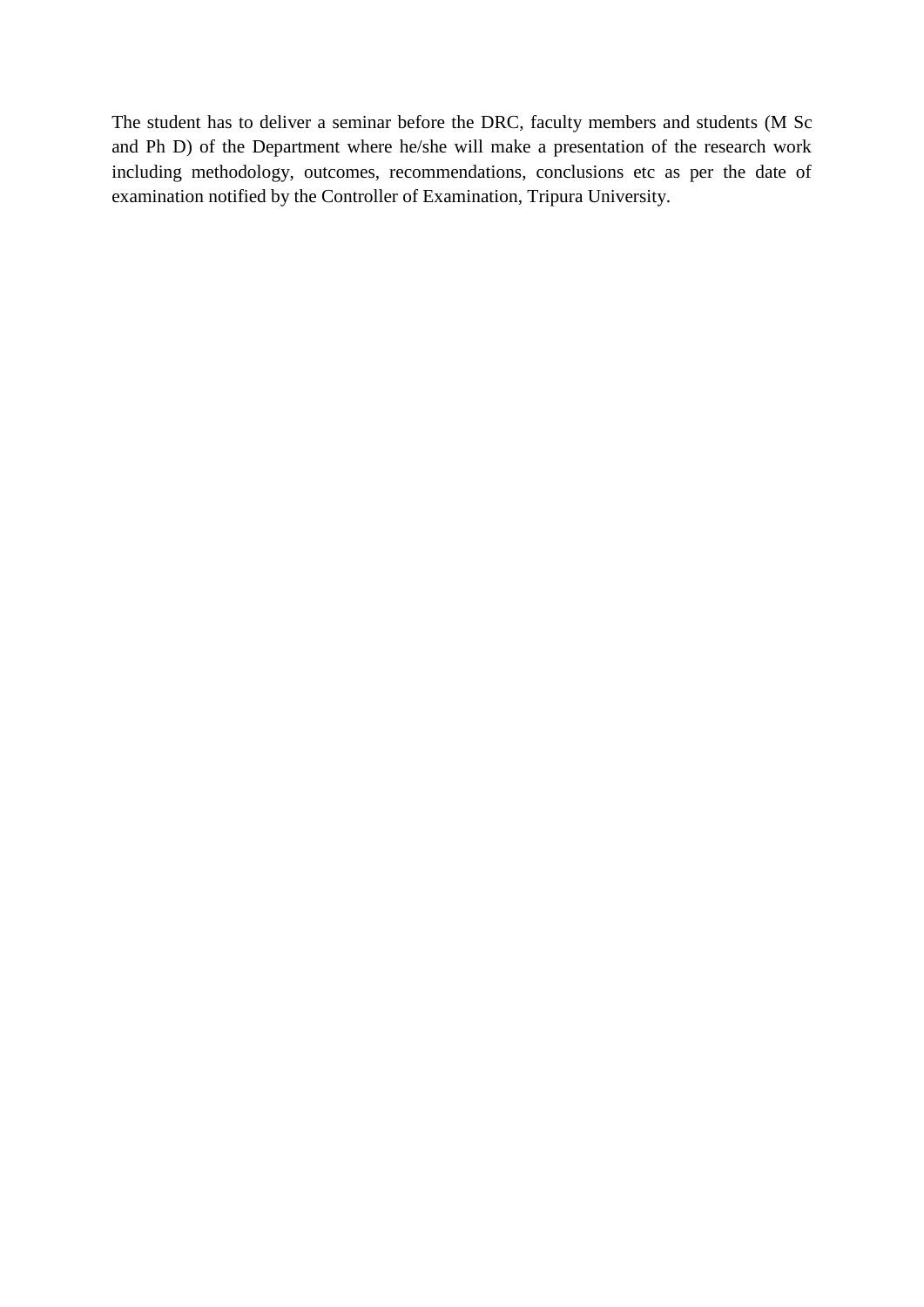The student has to deliver a seminar before the DRC, faculty members and students (M Sc and Ph D) of the Department where he/she will make a presentation of the research work including methodology, outcomes, recommendations, conclusions etc as per the date of examination notified by the Controller of Examination, Tripura University.